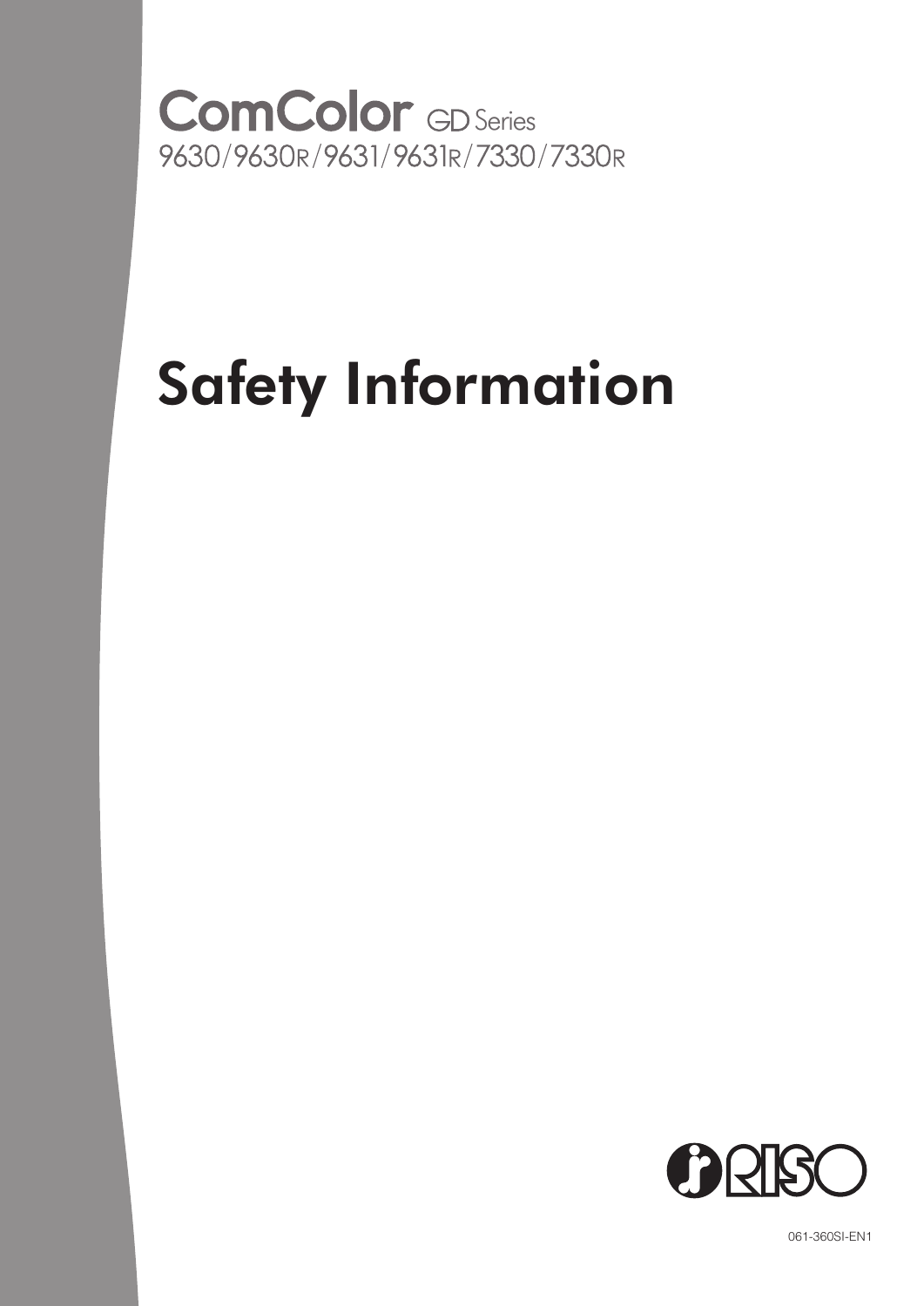ComColor GD Series
9630/9630R/9631/9631R/7330/7330R

# Safety Information

RISO

061-360SI-EN1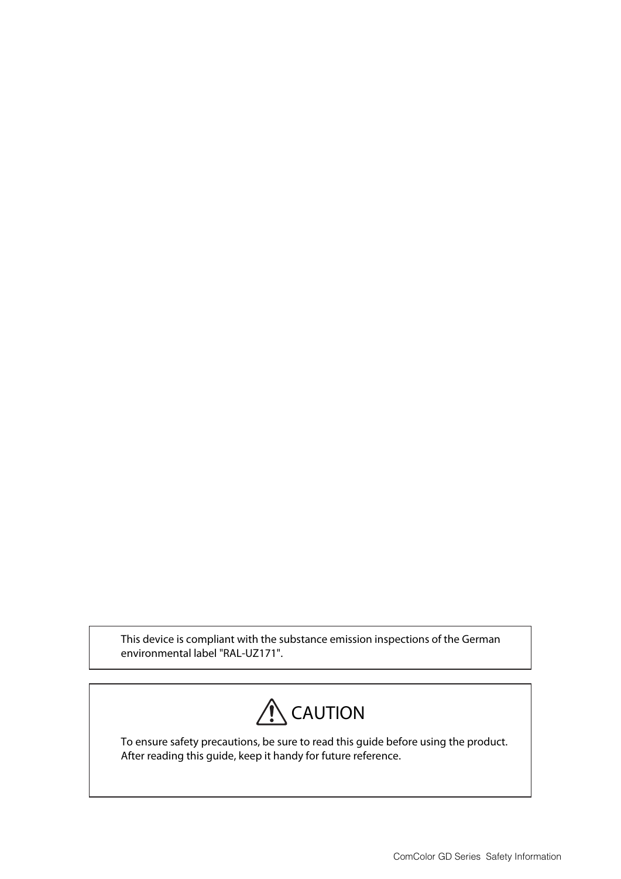This device is compliant with the substance emission inspections of the German environmental label "RAL-UZ171".

## ⚠ CAUTION

To ensure safety precautions, be sure to read this guide before using the product.
After reading this guide, keep it handy for future reference.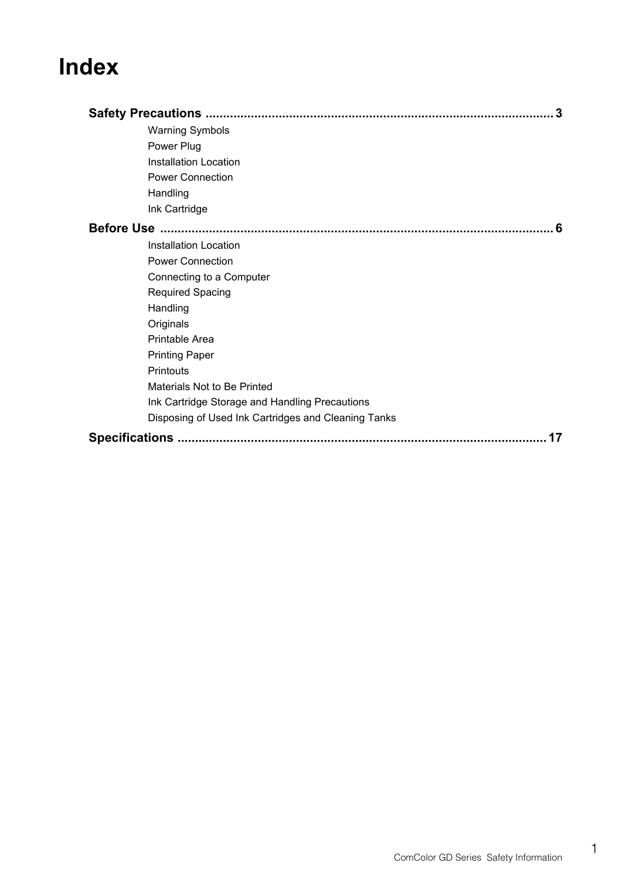# Index

**Safety Precautions .................................................................................................. 3**

- Warning Symbols
- Power Plug
- Installation Location
- Power Connection
- Handling
- Ink Cartridge

**Before Use ................................................................................................................ 6**

- Installation Location
- Power Connection
- Connecting to a Computer
- Required Spacing
- Handling
- Originals
- Printable Area
- Printing Paper
- Printouts
- Materials Not to Be Printed
- Ink Cartridge Storage and Handling Precautions
- Disposing of Used Ink Cartridges and Cleaning Tanks

**Specifications ......................................................................................................... 17**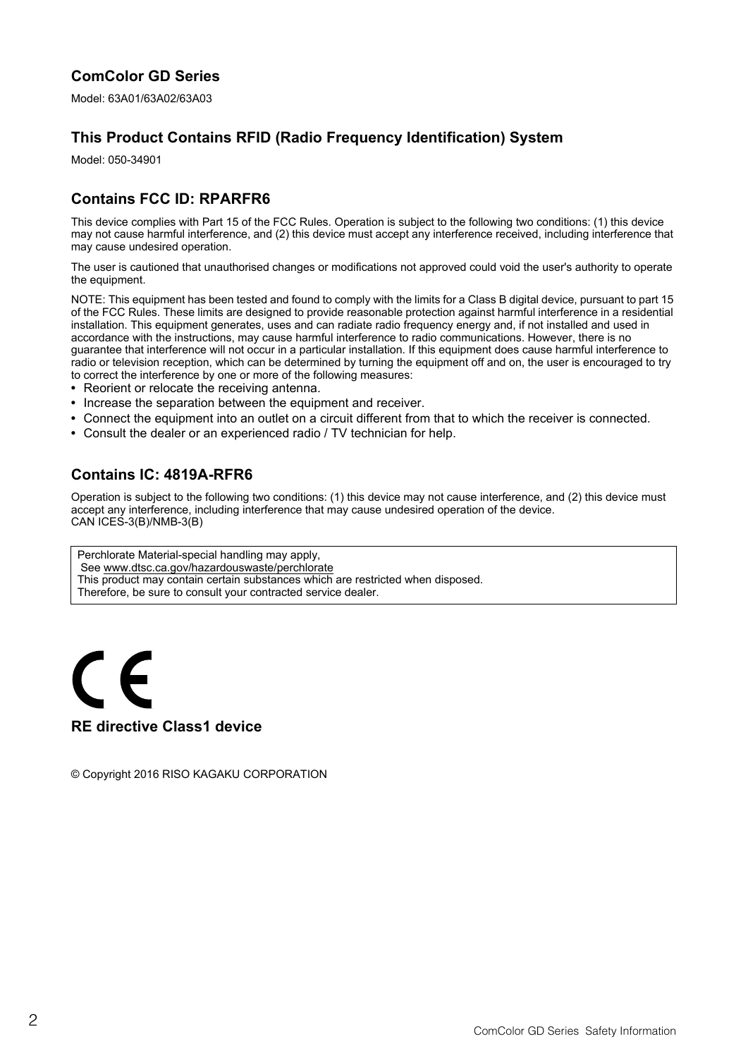## ComColor GD Series

Model: 63A01/63A02/63A03

## This Product Contains RFID (Radio Frequency Identification) System

Model: 050-34901

## Contains FCC ID: RPARFR6

This device complies with Part 15 of the FCC Rules. Operation is subject to the following two conditions: (1) this device may not cause harmful interference, and (2) this device must accept any interference received, including interference that may cause undesired operation.

The user is cautioned that unauthorised changes or modifications not approved could void the user's authority to operate the equipment.

NOTE: This equipment has been tested and found to comply with the limits for a Class B digital device, pursuant to part 15 of the FCC Rules. These limits are designed to provide reasonable protection against harmful interference in a residential installation. This equipment generates, uses and can radiate radio frequency energy and, if not installed and used in accordance with the instructions, may cause harmful interference to radio communications. However, there is no guarantee that interference will not occur in a particular installation. If this equipment does cause harmful interference to radio or television reception, which can be determined by turning the equipment off and on, the user is encouraged to try to correct the interference by one or more of the following measures:

- Reorient or relocate the receiving antenna.
- Increase the separation between the equipment and receiver.
- Connect the equipment into an outlet on a circuit different from that to which the receiver is connected.
- Consult the dealer or an experienced radio / TV technician for help.

## Contains IC: 4819A-RFR6

Operation is subject to the following two conditions: (1) this device may not cause interference, and (2) this device must accept any interference, including interference that may cause undesired operation of the device.
CAN ICES-3(B)/NMB-3(B)

| Perchlorate Material-special handling may apply,<br>See www.dtsc.ca.gov/hazardouswaste/perchlorate<br>This product may contain certain substances which are restricted when disposed.<br>Therefore, be sure to consult your contracted service dealer. |
|---|

CE

**RE directive Class1 device**

© Copyright 2016 RISO KAGAKU CORPORATION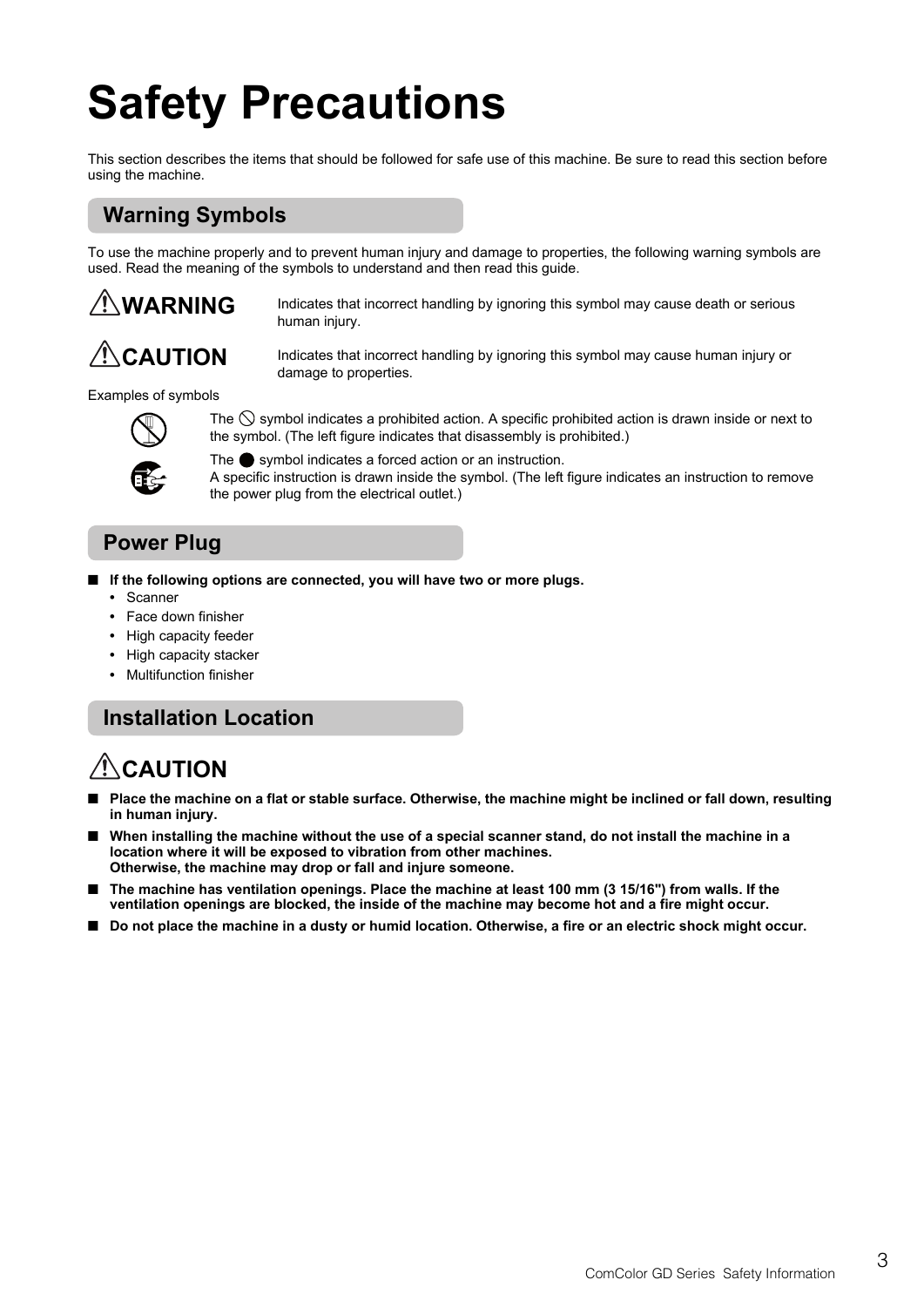# Safety Precautions

This section describes the items that should be followed for safe use of this machine. Be sure to read this section before using the machine.

## Warning Symbols

To use the machine properly and to prevent human injury and damage to properties, the following warning symbols are used. Read the meaning of the symbols to understand and then read this guide.

**⚠WARNING** Indicates that incorrect handling by ignoring this symbol may cause death or serious human injury.

**⚠CAUTION** Indicates that incorrect handling by ignoring this symbol may cause human injury or damage to properties.

Examples of symbols

The ⃠ symbol indicates a prohibited action. A specific prohibited action is drawn inside or next to the symbol. (The left figure indicates that disassembly is prohibited.)

The ● symbol indicates a forced action or an instruction.
A specific instruction is drawn inside the symbol. (The left figure indicates an instruction to remove the power plug from the electrical outlet.)

## Power Plug

■ **If the following options are connected, you will have two or more plugs.**
- Scanner
- Face down finisher
- High capacity feeder
- High capacity stacker
- Multifunction finisher

## Installation Location

### ⚠CAUTION

■ **Place the machine on a flat or stable surface. Otherwise, the machine might be inclined or fall down, resulting in human injury.**

■ **When installing the machine without the use of a special scanner stand, do not install the machine in a location where it will be exposed to vibration from other machines.**
**Otherwise, the machine may drop or fall and injure someone.**

■ **The machine has ventilation openings. Place the machine at least 100 mm (3 15/16") from walls. If the ventilation openings are blocked, the inside of the machine may become hot and a fire might occur.**

■ **Do not place the machine in a dusty or humid location. Otherwise, a fire or an electric shock might occur.**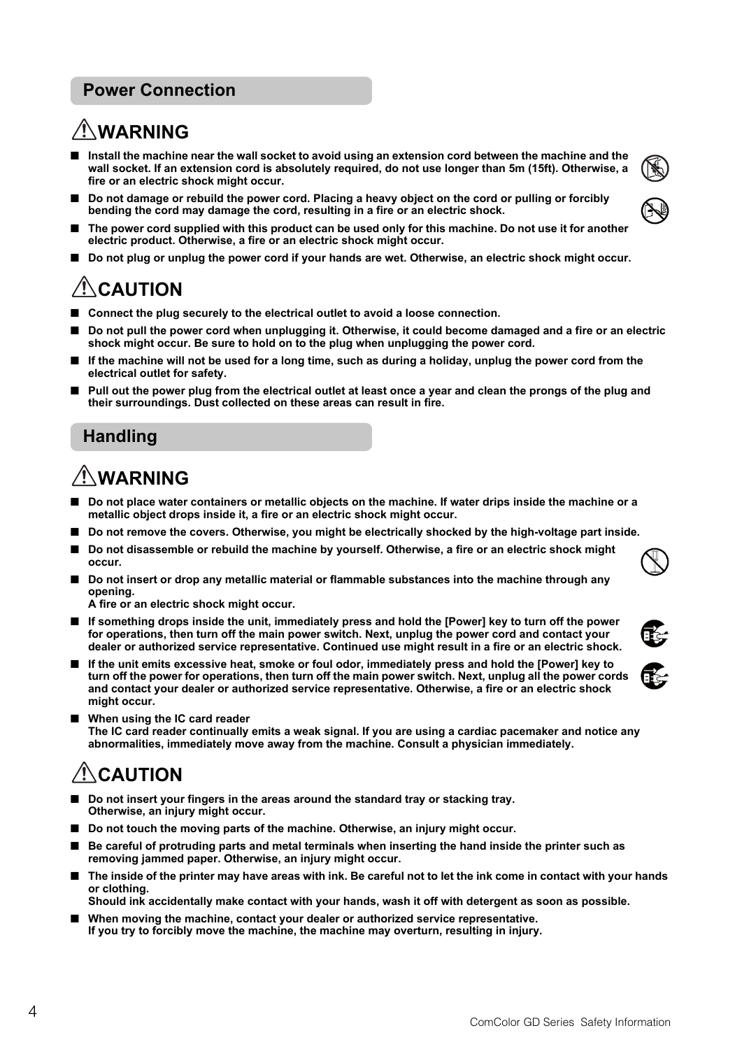## Power Connection

### ⚠WARNING

- Install the machine near the wall socket to avoid using an extension cord between the machine and the wall socket. If an extension cord is absolutely required, do not use longer than 5m (15ft). Otherwise, a fire or an electric shock might occur.
- Do not damage or rebuild the power cord. Placing a heavy object on the cord or pulling or forcibly bending the cord may damage the cord, resulting in a fire or an electric shock.
- The power cord supplied with this product can be used only for this machine. Do not use it for another electric product. Otherwise, a fire or an electric shock might occur.
- Do not plug or unplug the power cord if your hands are wet. Otherwise, an electric shock might occur.

### ⚠CAUTION

- Connect the plug securely to the electrical outlet to avoid a loose connection.
- Do not pull the power cord when unplugging it. Otherwise, it could become damaged and a fire or an electric shock might occur. Be sure to hold on to the plug when unplugging the power cord.
- If the machine will not be used for a long time, such as during a holiday, unplug the power cord from the electrical outlet for safety.
- Pull out the power plug from the electrical outlet at least once a year and clean the prongs of the plug and their surroundings. Dust collected on these areas can result in fire.

## Handling

### ⚠WARNING

- Do not place water containers or metallic objects on the machine. If water drips inside the machine or a metallic object drops inside it, a fire or an electric shock might occur.
- Do not remove the covers. Otherwise, you might be electrically shocked by the high-voltage part inside.
- Do not disassemble or rebuild the machine by yourself. Otherwise, a fire or an electric shock might occur.
- Do not insert or drop any metallic material or flammable substances into the machine through any opening.
  A fire or an electric shock might occur.
- If something drops inside the unit, immediately press and hold the [Power] key to turn off the power for operations, then turn off the main power switch. Next, unplug the power cord and contact your dealer or authorized service representative. Continued use might result in a fire or an electric shock.
- If the unit emits excessive heat, smoke or foul odor, immediately press and hold the [Power] key to turn off the power for operations, then turn off the main power switch. Next, unplug all the power cords and contact your dealer or authorized service representative. Otherwise, a fire or an electric shock might occur.
- When using the IC card reader
  The IC card reader continually emits a weak signal. If you are using a cardiac pacemaker and notice any abnormalities, immediately move away from the machine. Consult a physician immediately.

### ⚠CAUTION

- Do not insert your fingers in the areas around the standard tray or stacking tray.
  Otherwise, an injury might occur.
- Do not touch the moving parts of the machine. Otherwise, an injury might occur.
- Be careful of protruding parts and metal terminals when inserting the hand inside the printer such as removing jammed paper. Otherwise, an injury might occur.
- The inside of the printer may have areas with ink. Be careful not to let the ink come in contact with your hands or clothing.
  Should ink accidentally make contact with your hands, wash it off with detergent as soon as possible.
- When moving the machine, contact your dealer or authorized service representative.
  If you try to forcibly move the machine, the machine may overturn, resulting in injury.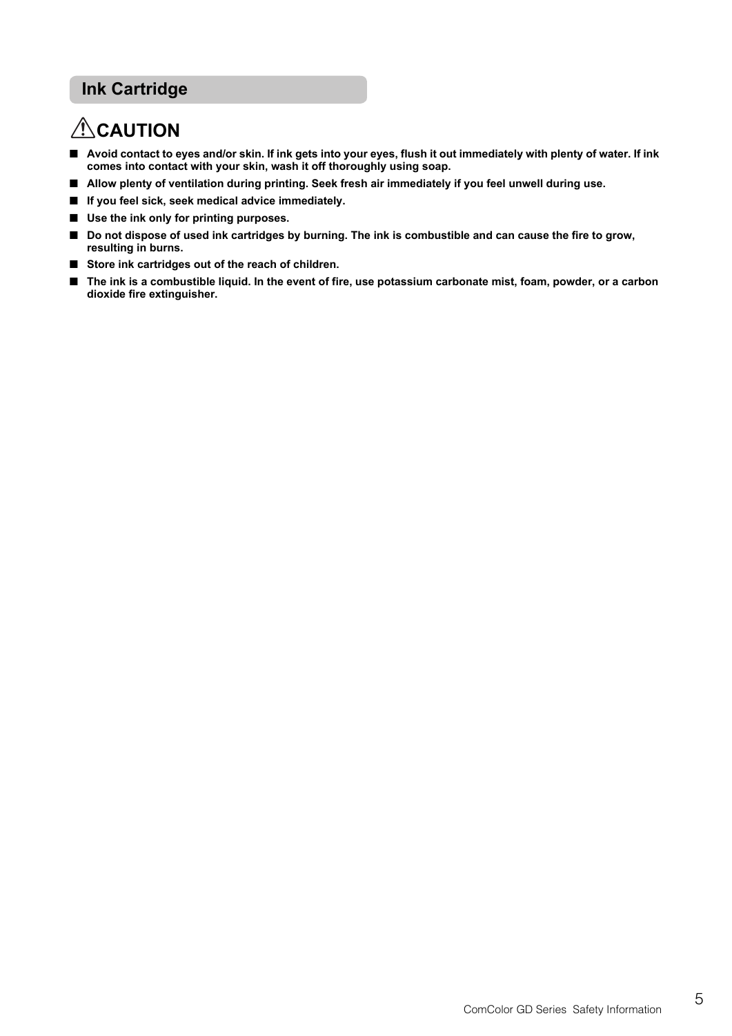## Ink Cartridge

### ⚠CAUTION

- **Avoid contact to eyes and/or skin. If ink gets into your eyes, flush it out immediately with plenty of water. If ink comes into contact with your skin, wash it off thoroughly using soap.**
- **Allow plenty of ventilation during printing. Seek fresh air immediately if you feel unwell during use.**
- **If you feel sick, seek medical advice immediately.**
- **Use the ink only for printing purposes.**
- **Do not dispose of used ink cartridges by burning. The ink is combustible and can cause the fire to grow, resulting in burns.**
- **Store ink cartridges out of the reach of children.**
- **The ink is a combustible liquid. In the event of fire, use potassium carbonate mist, foam, powder, or a carbon dioxide fire extinguisher.**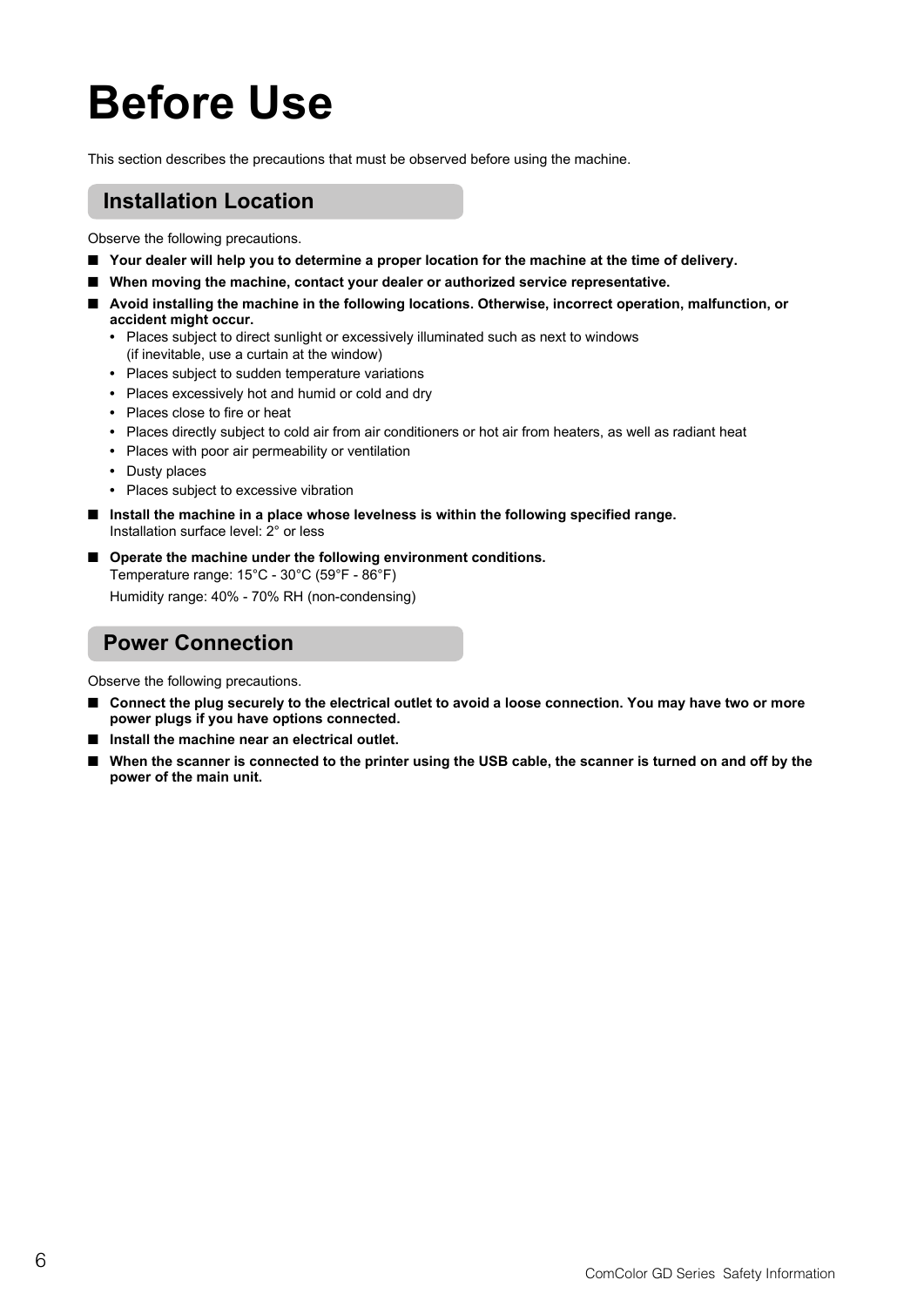# Before Use

This section describes the precautions that must be observed before using the machine.

## Installation Location

Observe the following precautions.

- **Your dealer will help you to determine a proper location for the machine at the time of delivery.**
- **When moving the machine, contact your dealer or authorized service representative.**
- **Avoid installing the machine in the following locations. Otherwise, incorrect operation, malfunction, or accident might occur.**
  - Places subject to direct sunlight or excessively illuminated such as next to windows (if inevitable, use a curtain at the window)
  - Places subject to sudden temperature variations
  - Places excessively hot and humid or cold and dry
  - Places close to fire or heat
  - Places directly subject to cold air from air conditioners or hot air from heaters, as well as radiant heat
  - Places with poor air permeability or ventilation
  - Dusty places
  - Places subject to excessive vibration
- **Install the machine in a place whose levelness is within the following specified range.**
  Installation surface level: 2° or less
- **Operate the machine under the following environment conditions.**
  Temperature range: 15°C - 30°C (59°F - 86°F)
  Humidity range: 40% - 70% RH (non-condensing)

## Power Connection

Observe the following precautions.

- **Connect the plug securely to the electrical outlet to avoid a loose connection. You may have two or more power plugs if you have options connected.**
- **Install the machine near an electrical outlet.**
- **When the scanner is connected to the printer using the USB cable, the scanner is turned on and off by the power of the main unit.**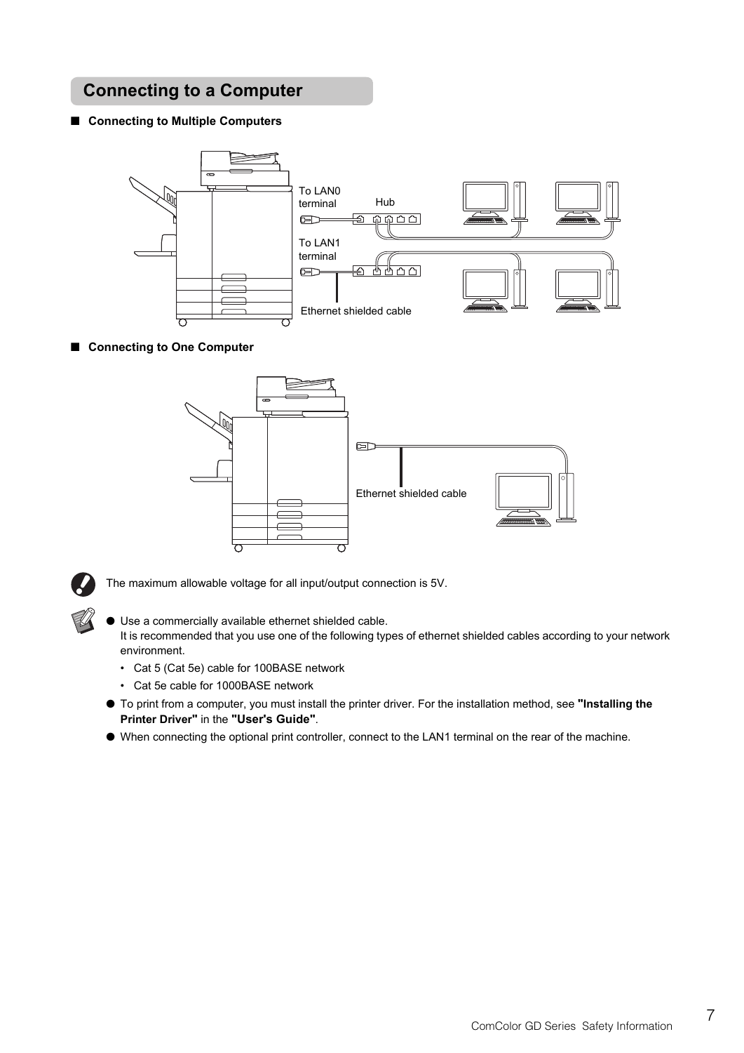# Connecting to a Computer

## ■ Connecting to Multiple Computers

To LAN0 terminal

Hub

To LAN1 terminal

Ethernet shielded cable

## ■ Connecting to One Computer

Ethernet shielded cable

The maximum allowable voltage for all input/output connection is 5V.

- Use a commercially available ethernet shielded cable.
  It is recommended that you use one of the following types of ethernet shielded cables according to your network environment.
  - Cat 5 (Cat 5e) cable for 100BASE network
  - Cat 5e cable for 1000BASE network
- To print from a computer, you must install the printer driver. For the installation method, see **"Installing the Printer Driver"** in the **"User's Guide"**.
- When connecting the optional print controller, connect to the LAN1 terminal on the rear of the machine.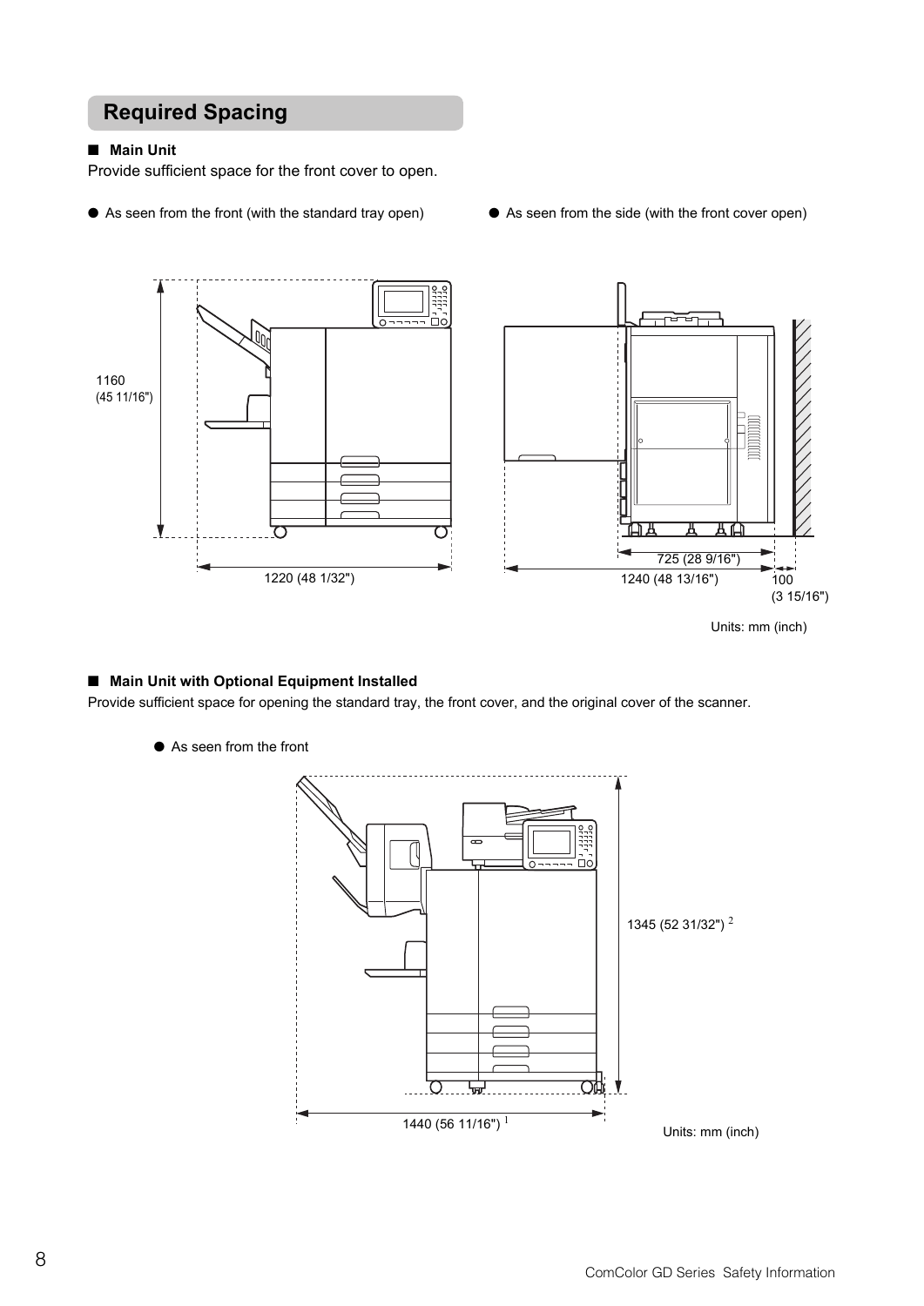## Required Spacing

### ■ Main Unit

Provide sufficient space for the front cover to open.

● As seen from the front (with the standard tray open)

1160 (45 11/16")

1220 (48 1/32")

● As seen from the side (with the front cover open)

725 (28 9/16")

1240 (48 13/16")

100 (3 15/16")

Units: mm (inch)

### ■ Main Unit with Optional Equipment Installed

Provide sufficient space for opening the standard tray, the front cover, and the original cover of the scanner.

● As seen from the front

1345 (52 31/32") [2]

1440 (56 11/16") [1]

Units: mm (inch)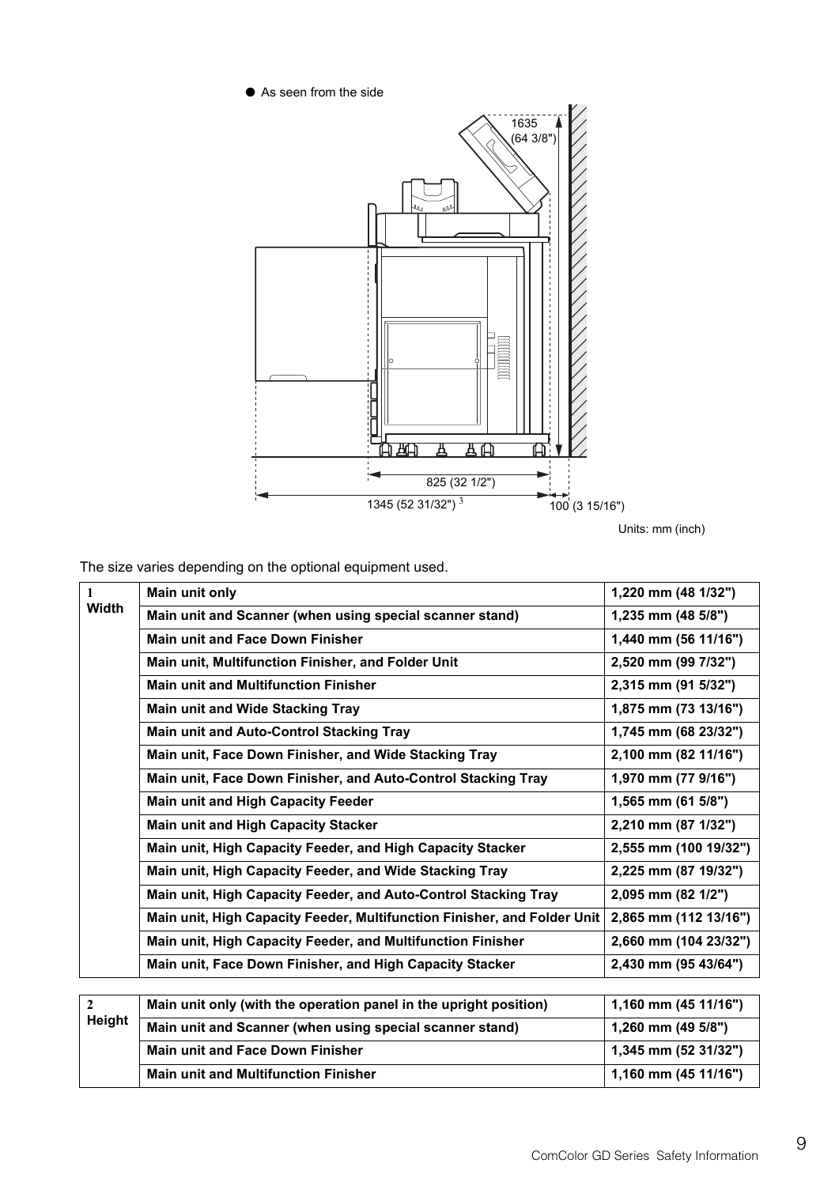● As seen from the side

1635 (64 3/8")

825 (32 1/2")

1345 (52 31/32") [3]

100 (3 15/16")

Units: mm (inch)

The size varies depending on the optional equipment used.

| 1 Width | Main unit only | 1,220 mm (48 1/32") |
|---|---|---|
| | Main unit and Scanner (when using special scanner stand) | 1,235 mm (48 5/8") |
| | Main unit and Face Down Finisher | 1,440 mm (56 11/16") |
| | Main unit, Multifunction Finisher, and Folder Unit | 2,520 mm (99 7/32") |
| | Main unit and Multifunction Finisher | 2,315 mm (91 5/32") |
| | Main unit and Wide Stacking Tray | 1,875 mm (73 13/16") |
| | Main unit and Auto-Control Stacking Tray | 1,745 mm (68 23/32") |
| | Main unit, Face Down Finisher, and Wide Stacking Tray | 2,100 mm (82 11/16") |
| | Main unit, Face Down Finisher, and Auto-Control Stacking Tray | 1,970 mm (77 9/16") |
| | Main unit and High Capacity Feeder | 1,565 mm (61 5/8") |
| | Main unit and High Capacity Stacker | 2,210 mm (87 1/32") |
| | Main unit, High Capacity Feeder, and High Capacity Stacker | 2,555 mm (100 19/32") |
| | Main unit, High Capacity Feeder, and Wide Stacking Tray | 2,225 mm (87 19/32") |
| | Main unit, High Capacity Feeder, and Auto-Control Stacking Tray | 2,095 mm (82 1/2") |
| | Main unit, High Capacity Feeder, Multifunction Finisher, and Folder Unit | 2,865 mm (112 13/16") |
| | Main unit, High Capacity Feeder, and Multifunction Finisher | 2,660 mm (104 23/32") |
| | Main unit, Face Down Finisher, and High Capacity Stacker | 2,430 mm (95 43/64") |

| 2 Height | Main unit only (with the operation panel in the upright position) | 1,160 mm (45 11/16") |
|---|---|---|
| | Main unit and Scanner (when using special scanner stand) | 1,260 mm (49 5/8") |
| | Main unit and Face Down Finisher | 1,345 mm (52 31/32") |
| | Main unit and Multifunction Finisher | 1,160 mm (45 11/16") |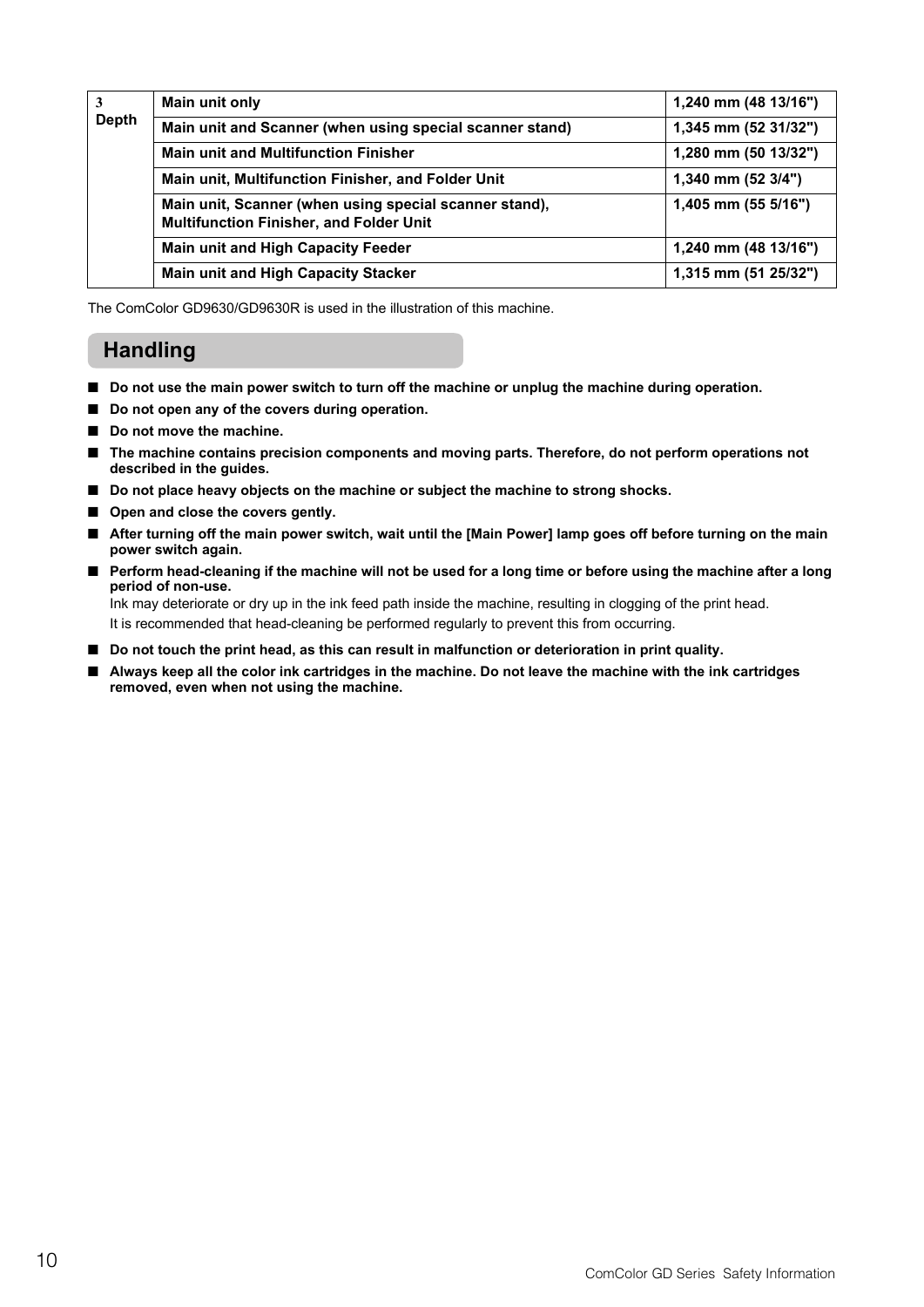| 3 Depth | Main unit only | 1,240 mm (48 13/16") |
| --- | --- | --- |
| | Main unit and Scanner (when using special scanner stand) | 1,345 mm (52 31/32") |
| | Main unit and Multifunction Finisher | 1,280 mm (50 13/32") |
| | Main unit, Multifunction Finisher, and Folder Unit | 1,340 mm (52 3/4") |
| | Main unit, Scanner (when using special scanner stand), Multifunction Finisher, and Folder Unit | 1,405 mm (55 5/16") |
| | Main unit and High Capacity Feeder | 1,240 mm (48 13/16") |
| | Main unit and High Capacity Stacker | 1,315 mm (51 25/32") |

The ComColor GD9630/GD9630R is used in the illustration of this machine.

## Handling

- **Do not use the main power switch to turn off the machine or unplug the machine during operation.**
- **Do not open any of the covers during operation.**
- **Do not move the machine.**
- **The machine contains precision components and moving parts. Therefore, do not perform operations not described in the guides.**
- **Do not place heavy objects on the machine or subject the machine to strong shocks.**
- **Open and close the covers gently.**
- **After turning off the main power switch, wait until the [Main Power] lamp goes off before turning on the main power switch again.**
- **Perform head-cleaning if the machine will not be used for a long time or before using the machine after a long period of non-use.**
  Ink may deteriorate or dry up in the ink feed path inside the machine, resulting in clogging of the print head.
  It is recommended that head-cleaning be performed regularly to prevent this from occurring.
- **Do not touch the print head, as this can result in malfunction or deterioration in print quality.**
- **Always keep all the color ink cartridges in the machine. Do not leave the machine with the ink cartridges removed, even when not using the machine.**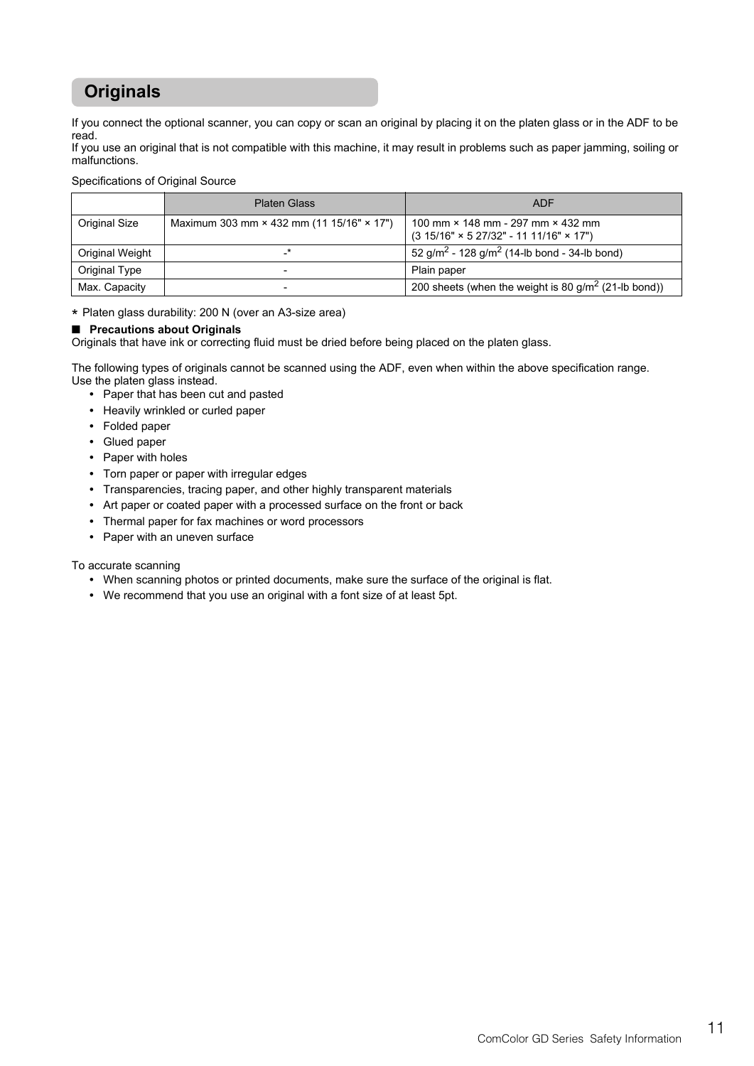## Originals

If you connect the optional scanner, you can copy or scan an original by placing it on the platen glass or in the ADF to be read.
If you use an original that is not compatible with this machine, it may result in problems such as paper jamming, soiling or malfunctions.

Specifications of Original Source

| | Platen Glass | ADF |
|---|---|---|
| Original Size | Maximum 303 mm × 432 mm (11 15/16" × 17") | 100 mm × 148 mm - 297 mm × 432 mm (3 15/16" × 5 27/32" - 11 11/16" × 17") |
| Original Weight | -* | 52 g/$m^2$ - 128 g/$m^2$ (14-lb bond - 34-lb bond) |
| Original Type | - | Plain paper |
| Max. Capacity | - | 200 sheets (when the weight is 80 g/$m^2$ (21-lb bond)) |

* Platen glass durability: 200 N (over an A3-size area)

**■ Precautions about Originals**

Originals that have ink or correcting fluid must be dried before being placed on the platen glass.

The following types of originals cannot be scanned using the ADF, even when within the above specification range. Use the platen glass instead.

- Paper that has been cut and pasted
- Heavily wrinkled or curled paper
- Folded paper
- Glued paper
- Paper with holes
- Torn paper or paper with irregular edges
- Transparencies, tracing paper, and other highly transparent materials
- Art paper or coated paper with a processed surface on the front or back
- Thermal paper for fax machines or word processors
- Paper with an uneven surface

To accurate scanning

- When scanning photos or printed documents, make sure the surface of the original is flat.
- We recommend that you use an original with a font size of at least 5pt.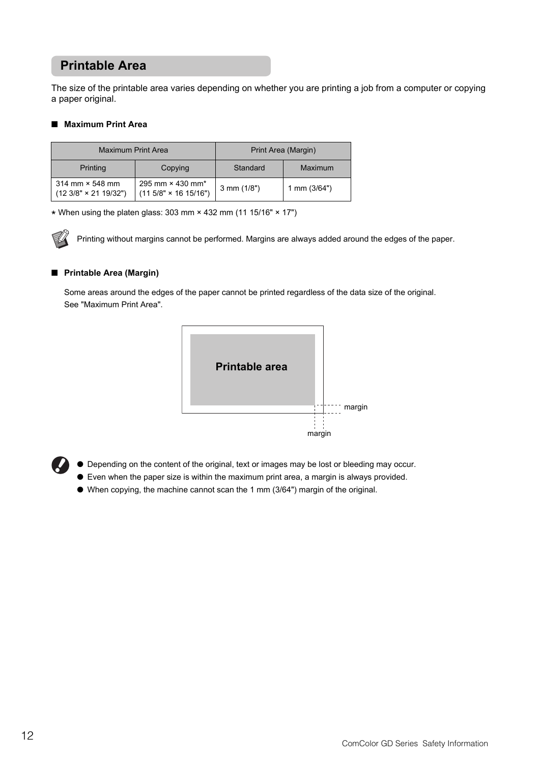## Printable Area

The size of the printable area varies depending on whether you are printing a job from a computer or copying a paper original.

### ■ Maximum Print Area

| Maximum Print Area | | Print Area (Margin) | |
|---|---|---|---|
| Printing | Copying | Standard | Maximum |
| 314 mm × 548 mm (12 3/8" × 21 19/32") | 295 mm × 430 mm* (11 5/8" × 16 15/16") | 3 mm (1/8") | 1 mm (3/64") |

* When using the platen glass: 303 mm × 432 mm (11 15/16" × 17")

Printing without margins cannot be performed. Margins are always added around the edges of the paper.

### ■ Printable Area (Margin)

Some areas around the edges of the paper cannot be printed regardless of the data size of the original.
See "Maximum Print Area".

Printable area

margin

margin

- Depending on the content of the original, text or images may be lost or bleeding may occur.
- Even when the paper size is within the maximum print area, a margin is always provided.
- When copying, the machine cannot scan the 1 mm (3/64") margin of the original.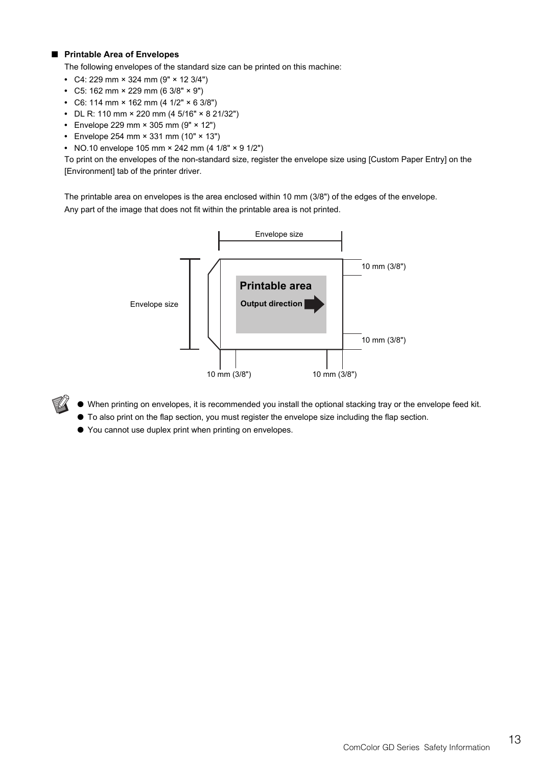## ■ Printable Area of Envelopes

The following envelopes of the standard size can be printed on this machine:

- C4: 229 mm × 324 mm (9" × 12 3/4")
- C5: 162 mm × 229 mm (6 3/8" × 9")
- C6: 114 mm × 162 mm (4 1/2" × 6 3/8")
- DL R: 110 mm × 220 mm (4 5/16" × 8 21/32")
- Envelope 229 mm × 305 mm (9" × 12")
- Envelope 254 mm × 331 mm (10" × 13")
- NO.10 envelope 105 mm × 242 mm (4 1/8" × 9 1/2")

To print on the envelopes of the non-standard size, register the envelope size using [Custom Paper Entry] on the [Environment] tab of the printer driver.

The printable area on envelopes is the area enclosed within 10 mm (3/8") of the edges of the envelope.
Any part of the image that does not fit within the printable area is not printed.

Envelope size

Envelope size

Printable area

Output direction

10 mm (3/8")

10 mm (3/8")

10 mm (3/8")

10 mm (3/8")

- When printing on envelopes, it is recommended you install the optional stacking tray or the envelope feed kit.
- To also print on the flap section, you must register the envelope size including the flap section.
- You cannot use duplex print when printing on envelopes.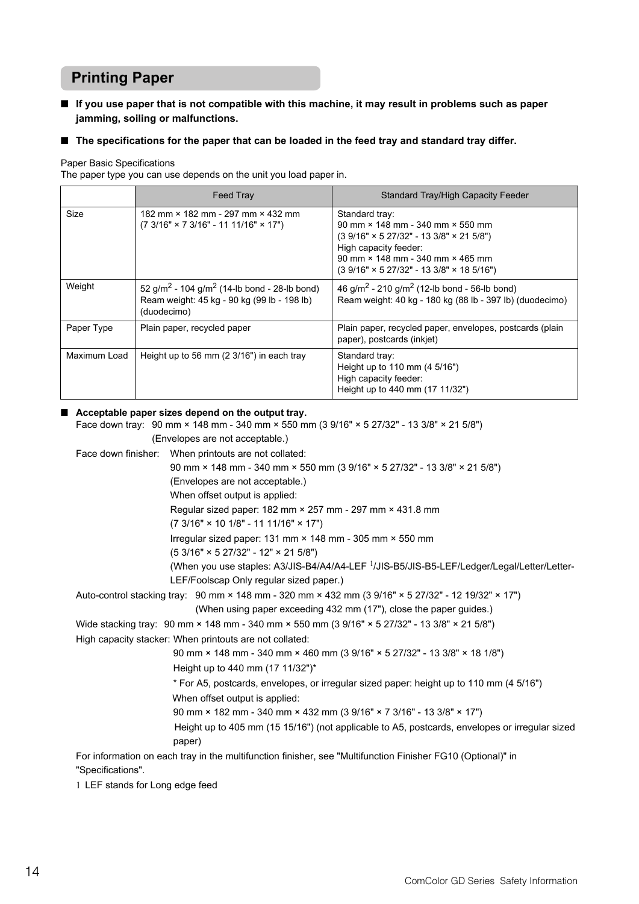## Printing Paper

- **If you use paper that is not compatible with this machine, it may result in problems such as paper jamming, soiling or malfunctions.**
- **The specifications for the paper that can be loaded in the feed tray and standard tray differ.**

Paper Basic Specifications
The paper type you can use depends on the unit you load paper in.

| | Feed Tray | Standard Tray/High Capacity Feeder |
|---|---|---|
| Size | 182 mm × 182 mm - 297 mm × 432 mm (7 3/16" × 7 3/16" - 11 11/16" × 17") | Standard tray: 90 mm × 148 mm - 340 mm × 550 mm (3 9/16" × 5 27/32" - 13 3/8" × 21 5/8") High capacity feeder: 90 mm × 148 mm - 340 mm × 465 mm (3 9/16" × 5 27/32" - 13 3/8" × 18 5/16") |
| Weight | 52 g/m$^2$ - 104 g/m$^2$ (14-lb bond - 28-lb bond) Ream weight: 45 kg - 90 kg (99 lb - 198 lb) (duodecimo) | 46 g/m$^2$ - 210 g/m$^2$ (12-lb bond - 56-lb bond) Ream weight: 40 kg - 180 kg (88 lb - 397 lb) (duodecimo) |
| Paper Type | Plain paper, recycled paper | Plain paper, recycled paper, envelopes, postcards (plain paper), postcards (inkjet) |
| Maximum Load | Height up to 56 mm (2 3/16") in each tray | Standard tray: Height up to 110 mm (4 5/16") High capacity feeder: Height up to 440 mm (17 11/32") |

- **Acceptable paper sizes depend on the output tray.**

Face down tray: 90 mm × 148 mm - 340 mm × 550 mm (3 9/16" × 5 27/32" - 13 3/8" × 21 5/8")
(Envelopes are not acceptable.)

Face down finisher: When printouts are not collated:
90 mm × 148 mm - 340 mm × 550 mm (3 9/16" × 5 27/32" - 13 3/8" × 21 5/8")
(Envelopes are not acceptable.)
When offset output is applied:
Regular sized paper: 182 mm × 257 mm - 297 mm × 431.8 mm
(7 3/16" × 10 1/8" - 11 11/16" × 17")
Irregular sized paper: 131 mm × 148 mm - 305 mm × 550 mm
(5 3/16" × 5 27/32" - 12" × 21 5/8")
(When you use staples: A3/JIS-B4/A4/A4-LEF [1]/JIS-B5/JIS-B5-LEF/Ledger/Legal/Letter/Letter-LEF/Foolscap Only regular sized paper.)

Auto-control stacking tray: 90 mm × 148 mm - 320 mm × 432 mm (3 9/16" × 5 27/32" - 12 19/32" × 17")
(When using paper exceeding 432 mm (17"), close the paper guides.)

Wide stacking tray: 90 mm × 148 mm - 340 mm × 550 mm (3 9/16" × 5 27/32" - 13 3/8" × 21 5/8")

High capacity stacker: When printouts are not collated:
90 mm × 148 mm - 340 mm × 460 mm (3 9/16" × 5 27/32" - 13 3/8" × 18 1/8")
Height up to 440 mm (17 11/32")*
* For A5, postcards, envelopes, or irregular sized paper: height up to 110 mm (4 5/16")
When offset output is applied:
90 mm × 182 mm - 340 mm × 432 mm (3 9/16" × 7 3/16" - 13 3/8" × 17")
Height up to 405 mm (15 15/16") (not applicable to A5, postcards, envelopes or irregular sized paper)

For information on each tray in the multifunction finisher, see "Multifunction Finisher FG10 (Optional)" in "Specifications".

1 LEF stands for Long edge feed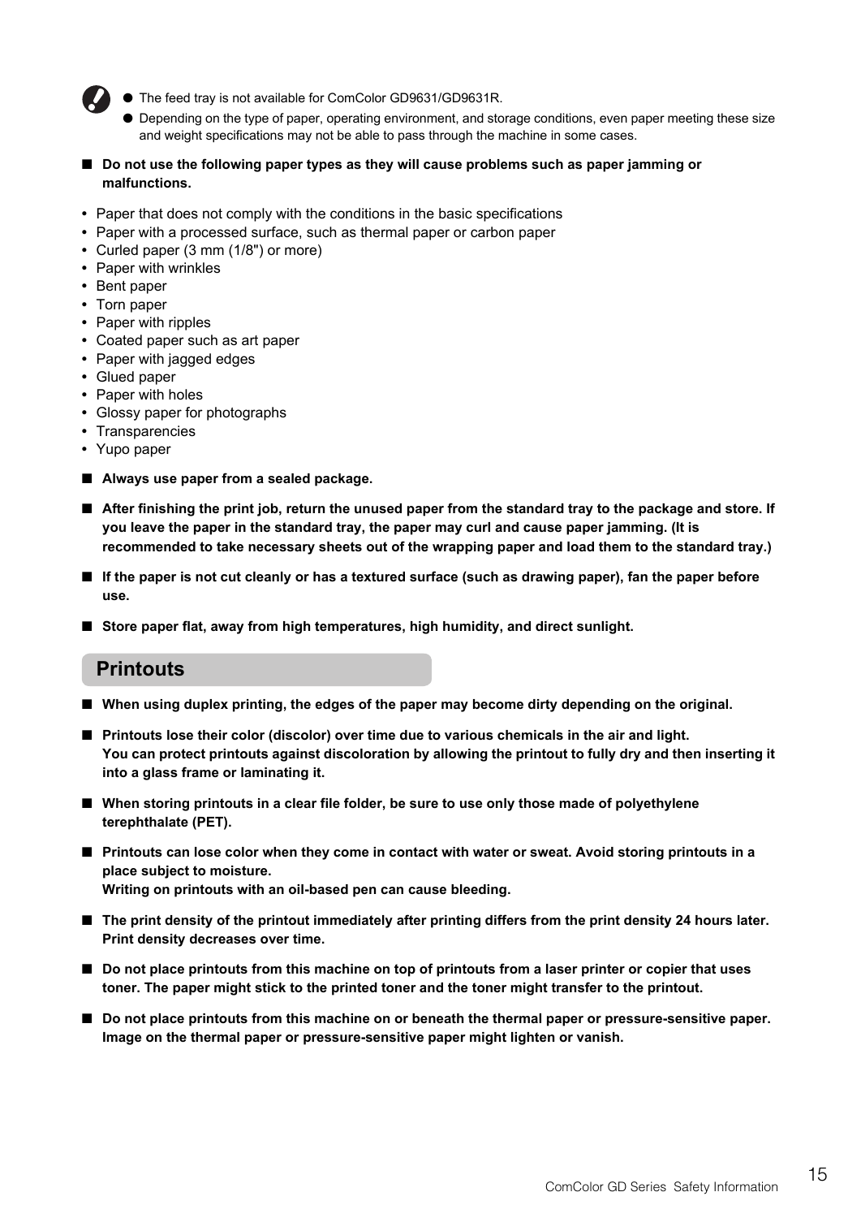- The feed tray is not available for ComColor GD9631/GD9631R.
- Depending on the type of paper, operating environment, and storage conditions, even paper meeting these size and weight specifications may not be able to pass through the machine in some cases.

■ **Do not use the following paper types as they will cause problems such as paper jamming or malfunctions.**

- Paper that does not comply with the conditions in the basic specifications
- Paper with a processed surface, such as thermal paper or carbon paper
- Curled paper (3 mm (1/8") or more)
- Paper with wrinkles
- Bent paper
- Torn paper
- Paper with ripples
- Coated paper such as art paper
- Paper with jagged edges
- Glued paper
- Paper with holes
- Glossy paper for photographs
- Transparencies
- Yupo paper

■ **Always use paper from a sealed package.**

■ **After finishing the print job, return the unused paper from the standard tray to the package and store. If you leave the paper in the standard tray, the paper may curl and cause paper jamming. (It is recommended to take necessary sheets out of the wrapping paper and load them to the standard tray.)**

■ **If the paper is not cut cleanly or has a textured surface (such as drawing paper), fan the paper before use.**

■ **Store paper flat, away from high temperatures, high humidity, and direct sunlight.**

## Printouts

■ **When using duplex printing, the edges of the paper may become dirty depending on the original.**

■ **Printouts lose their color (discolor) over time due to various chemicals in the air and light.**
**You can protect printouts against discoloration by allowing the printout to fully dry and then inserting it into a glass frame or laminating it.**

■ **When storing printouts in a clear file folder, be sure to use only those made of polyethylene terephthalate (PET).**

■ **Printouts can lose color when they come in contact with water or sweat. Avoid storing printouts in a place subject to moisture.**
**Writing on printouts with an oil-based pen can cause bleeding.**

■ **The print density of the printout immediately after printing differs from the print density 24 hours later. Print density decreases over time.**

■ **Do not place printouts from this machine on top of printouts from a laser printer or copier that uses toner. The paper might stick to the printed toner and the toner might transfer to the printout.**

■ **Do not place printouts from this machine on or beneath the thermal paper or pressure-sensitive paper. Image on the thermal paper or pressure-sensitive paper might lighten or vanish.**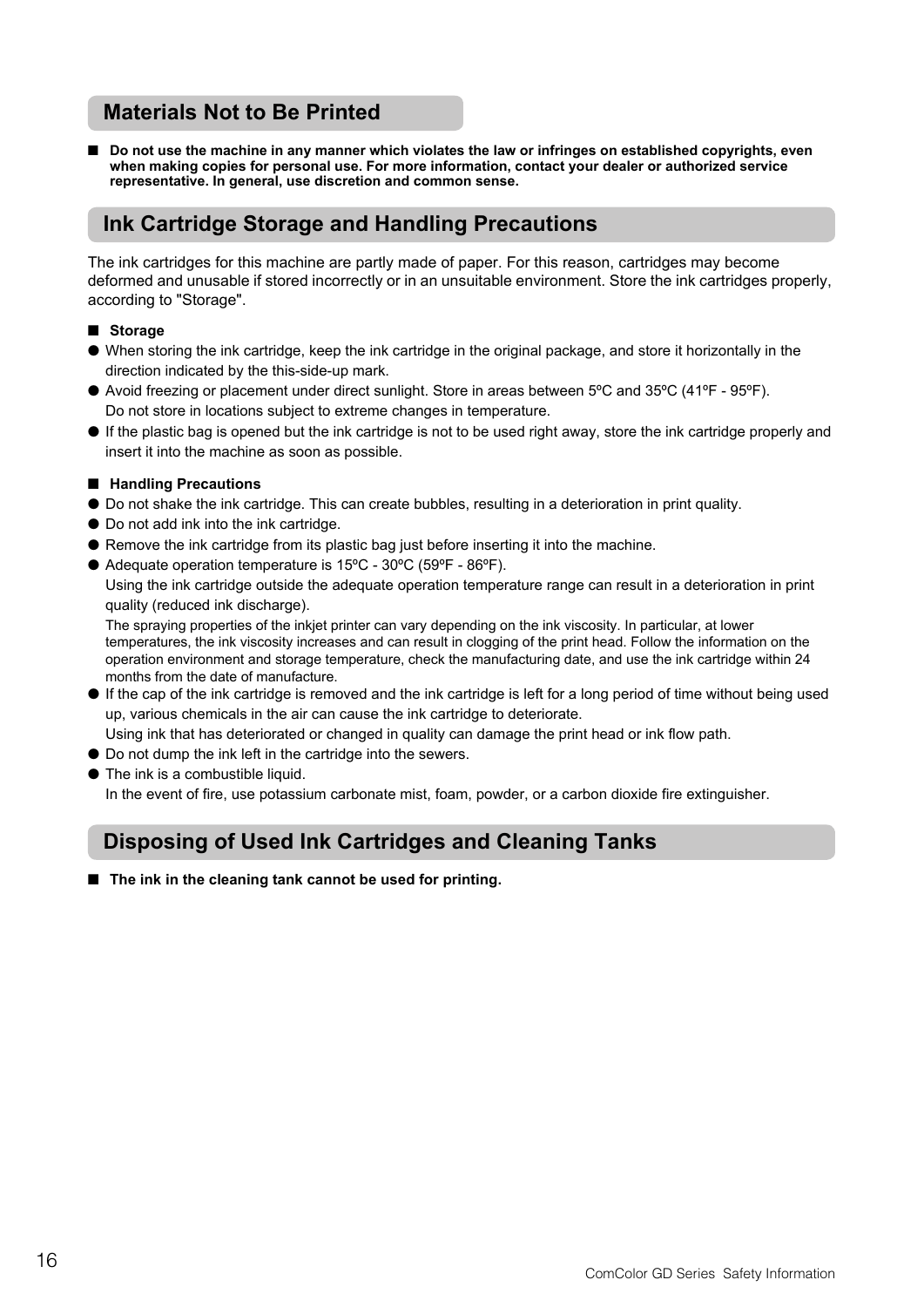## Materials Not to Be Printed

- **Do not use the machine in any manner which violates the law or infringes on established copyrights, even when making copies for personal use. For more information, contact your dealer or authorized service representative. In general, use discretion and common sense.**

## Ink Cartridge Storage and Handling Precautions

The ink cartridges for this machine are partly made of paper. For this reason, cartridges may become deformed and unusable if stored incorrectly or in an unsuitable environment. Store the ink cartridges properly, according to "Storage".

### Storage

- When storing the ink cartridge, keep the ink cartridge in the original package, and store it horizontally in the direction indicated by the this-side-up mark.
- Avoid freezing or placement under direct sunlight. Store in areas between 5ºC and 35ºC (41ºF - 95ºF). Do not store in locations subject to extreme changes in temperature.
- If the plastic bag is opened but the ink cartridge is not to be used right away, store the ink cartridge properly and insert it into the machine as soon as possible.

### Handling Precautions

- Do not shake the ink cartridge. This can create bubbles, resulting in a deterioration in print quality.
- Do not add ink into the ink cartridge.
- Remove the ink cartridge from its plastic bag just before inserting it into the machine.
- Adequate operation temperature is 15ºC - 30ºC (59ºF - 86ºF).
  Using the ink cartridge outside the adequate operation temperature range can result in a deterioration in print quality (reduced ink discharge).
  The spraying properties of the inkjet printer can vary depending on the ink viscosity. In particular, at lower temperatures, the ink viscosity increases and can result in clogging of the print head. Follow the information on the operation environment and storage temperature, check the manufacturing date, and use the ink cartridge within 24 months from the date of manufacture.
- If the cap of the ink cartridge is removed and the ink cartridge is left for a long period of time without being used up, various chemicals in the air can cause the ink cartridge to deteriorate.
  Using ink that has deteriorated or changed in quality can damage the print head or ink flow path.
- Do not dump the ink left in the cartridge into the sewers.
- The ink is a combustible liquid.
  In the event of fire, use potassium carbonate mist, foam, powder, or a carbon dioxide fire extinguisher.

## Disposing of Used Ink Cartridges and Cleaning Tanks

- **The ink in the cleaning tank cannot be used for printing.**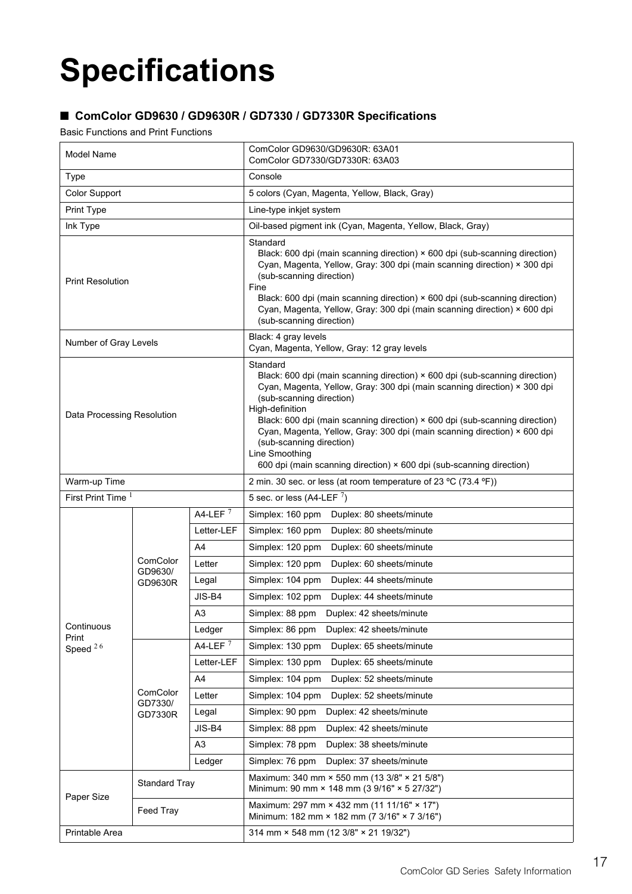# Specifications

## ■ ComColor GD9630 / GD9630R / GD7330 / GD7330R Specifications

Basic Functions and Print Functions

| Model Name | | | ComColor GD9630/GD9630R: 63A01<br>ComColor GD7330/GD7330R: 63A03 |
|---|---|---|---|
| Type | | | Console |
| Color Support | | | 5 colors (Cyan, Magenta, Yellow, Black, Gray) |
| Print Type | | | Line-type inkjet system |
| Ink Type | | | Oil-based pigment ink (Cyan, Magenta, Yellow, Black, Gray) |
| Print Resolution | | | Standard<br>Black: 600 dpi (main scanning direction) × 600 dpi (sub-scanning direction)<br>Cyan, Magenta, Yellow, Gray: 300 dpi (main scanning direction) × 300 dpi (sub-scanning direction)<br>Fine<br>Black: 600 dpi (main scanning direction) × 600 dpi (sub-scanning direction)<br>Cyan, Magenta, Yellow, Gray: 300 dpi (main scanning direction) × 600 dpi (sub-scanning direction) |
| Number of Gray Levels | | | Black: 4 gray levels<br>Cyan, Magenta, Yellow, Gray: 12 gray levels |
| Data Processing Resolution | | | Standard<br>Black: 600 dpi (main scanning direction) × 600 dpi (sub-scanning direction)<br>Cyan, Magenta, Yellow, Gray: 300 dpi (main scanning direction) × 300 dpi (sub-scanning direction)<br>High-definition<br>Black: 600 dpi (main scanning direction) × 600 dpi (sub-scanning direction)<br>Cyan, Magenta, Yellow, Gray: 300 dpi (main scanning direction) × 600 dpi (sub-scanning direction)<br>Line Smoothing<br>600 dpi (main scanning direction) × 600 dpi (sub-scanning direction) |
| Warm-up Time | | | 2 min. 30 sec. or less (at room temperature of 23 ºC (73.4 ºF)) |
| First Print Time [1] | | | 5 sec. or less (A4-LEF [7]) |
| Continuous Print Speed [2] [6] | ComColor GD9630/ GD9630R | A4-LEF [7] | Simplex: 160 ppm Duplex: 80 sheets/minute |
| | | Letter-LEF | Simplex: 160 ppm Duplex: 80 sheets/minute |
| | | A4 | Simplex: 120 ppm Duplex: 60 sheets/minute |
| | | Letter | Simplex: 120 ppm Duplex: 60 sheets/minute |
| | | Legal | Simplex: 104 ppm Duplex: 44 sheets/minute |
| | | JIS-B4 | Simplex: 102 ppm Duplex: 44 sheets/minute |
| | | A3 | Simplex: 88 ppm Duplex: 42 sheets/minute |
| | | Ledger | Simplex: 86 ppm Duplex: 42 sheets/minute |
| | ComColor GD7330/ GD7330R | A4-LEF [7] | Simplex: 130 ppm Duplex: 65 sheets/minute |
| | | Letter-LEF | Simplex: 130 ppm Duplex: 65 sheets/minute |
| | | A4 | Simplex: 104 ppm Duplex: 52 sheets/minute |
| | | Letter | Simplex: 104 ppm Duplex: 52 sheets/minute |
| | | Legal | Simplex: 90 ppm Duplex: 42 sheets/minute |
| | | JIS-B4 | Simplex: 88 ppm Duplex: 42 sheets/minute |
| | | A3 | Simplex: 78 ppm Duplex: 38 sheets/minute |
| | | Ledger | Simplex: 76 ppm Duplex: 37 sheets/minute |
| Paper Size | Standard Tray | | Maximum: 340 mm × 550 mm (13 3/8" × 21 5/8")<br>Minimum: 90 mm × 148 mm (3 9/16" × 5 27/32") |
| | Feed Tray | | Maximum: 297 mm × 432 mm (11 11/16" × 17")<br>Minimum: 182 mm × 182 mm (7 3/16" × 7 3/16") |
| Printable Area | | | 314 mm × 548 mm (12 3/8" × 21 19/32") |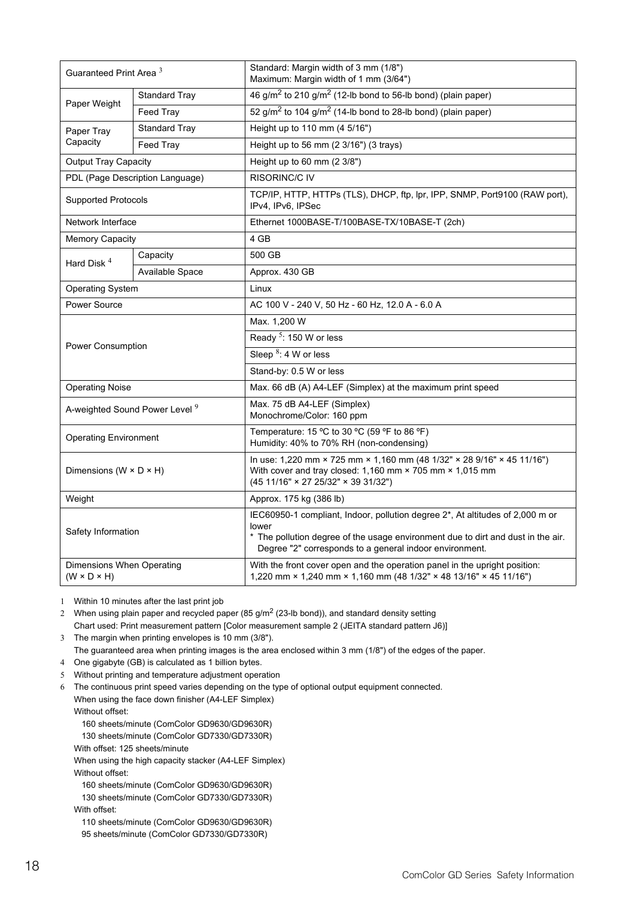| | | |
|---|---|---|
| Guaranteed Print Area [3] | | Standard: Margin width of 3 mm (1/8")<br>Maximum: Margin width of 1 mm (3/64") |
| Paper Weight | Standard Tray | 46 g/m$^2$ to 210 g/m$^2$ (12-lb bond to 56-lb bond) (plain paper) |
| | Feed Tray | 52 g/m$^2$ to 104 g/m$^2$ (14-lb bond to 28-lb bond) (plain paper) |
| Paper Tray Capacity | Standard Tray | Height up to 110 mm (4 5/16") |
| | Feed Tray | Height up to 56 mm (2 3/16") (3 trays) |
| Output Tray Capacity | | Height up to 60 mm (2 3/8") |
| PDL (Page Description Language) | | RISORINC/C IV |
| Supported Protocols | | TCP/IP, HTTP, HTTPs (TLS), DHCP, ftp, lpr, IPP, SNMP, Port9100 (RAW port), IPv4, IPv6, IPSec |
| Network Interface | | Ethernet 1000BASE-T/100BASE-TX/10BASE-T (2ch) |
| Memory Capacity | | 4 GB |
| Hard Disk [4] | Capacity | 500 GB |
| | Available Space | Approx. 430 GB |
| Operating System | | Linux |
| Power Source | | AC 100 V - 240 V, 50 Hz - 60 Hz, 12.0 A - 6.0 A |
| Power Consumption | | Max. 1,200 W |
| | | Ready [5]: 150 W or less |
| | | Sleep [8]: 4 W or less |
| | | Stand-by: 0.5 W or less |
| Operating Noise | | Max. 66 dB (A) A4-LEF (Simplex) at the maximum print speed |
| A-weighted Sound Power Level [9] | | Max. 75 dB A4-LEF (Simplex)<br>Monochrome/Color: 160 ppm |
| Operating Environment | | Temperature: 15 ºC to 30 ºC (59 ºF to 86 ºF)<br>Humidity: 40% to 70% RH (non-condensing) |
| Dimensions (W × D × H) | | In use: 1,220 mm × 725 mm × 1,160 mm (48 1/32" × 28 9/16" × 45 11/16")<br>With cover and tray closed: 1,160 mm × 705 mm × 1,015 mm<br>(45 11/16" × 27 25/32" × 39 31/32") |
| Weight | | Approx. 175 kg (386 lb) |
| Safety Information | | IEC60950-1 compliant, Indoor, pollution degree 2*, At altitudes of 2,000 m or lower<br>* The pollution degree of the usage environment due to dirt and dust in the air. Degree "2" corresponds to a general indoor environment. |
| Dimensions When Operating (W × D × H) | | With the front cover open and the operation panel in the upright position:<br>1,220 mm × 1,240 mm × 1,160 mm (48 1/32" × 48 13/16" × 45 11/16") |

1 Within 10 minutes after the last print job

2 When using plain paper and recycled paper (85 g/m$^2$ (23-lb bond)), and standard density setting
Chart used: Print measurement pattern [Color measurement sample 2 (JEITA standard pattern J6)]

3 The margin when printing envelopes is 10 mm (3/8").
The guaranteed area when printing images is the area enclosed within 3 mm (1/8") of the edges of the paper.

4 One gigabyte (GB) is calculated as 1 billion bytes.

5 Without printing and temperature adjustment operation

6 The continuous print speed varies depending on the type of optional output equipment connected.
When using the face down finisher (A4-LEF Simplex)
Without offset:
160 sheets/minute (ComColor GD9630/GD9630R)
130 sheets/minute (ComColor GD7330/GD7330R)
With offset: 125 sheets/minute
When using the high capacity stacker (A4-LEF Simplex)
Without offset:
160 sheets/minute (ComColor GD9630/GD9630R)
130 sheets/minute (ComColor GD7330/GD7330R)
With offset:
110 sheets/minute (ComColor GD9630/GD9630R)
95 sheets/minute (ComColor GD7330/GD7330R)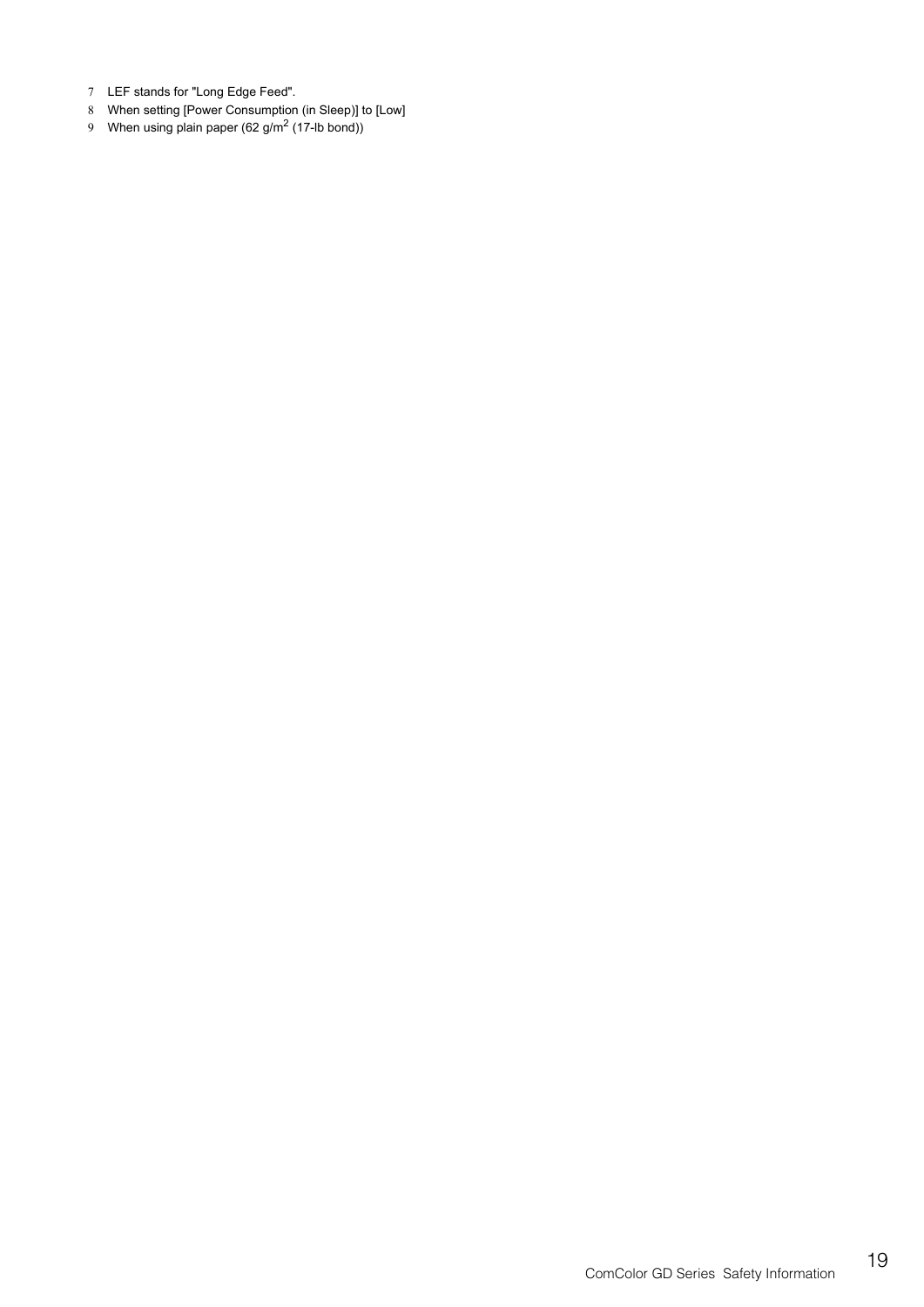7 LEF stands for "Long Edge Feed".

8 When setting [Power Consumption (in Sleep)] to [Low]

9 When using plain paper (62 g/$m^2$ (17-lb bond))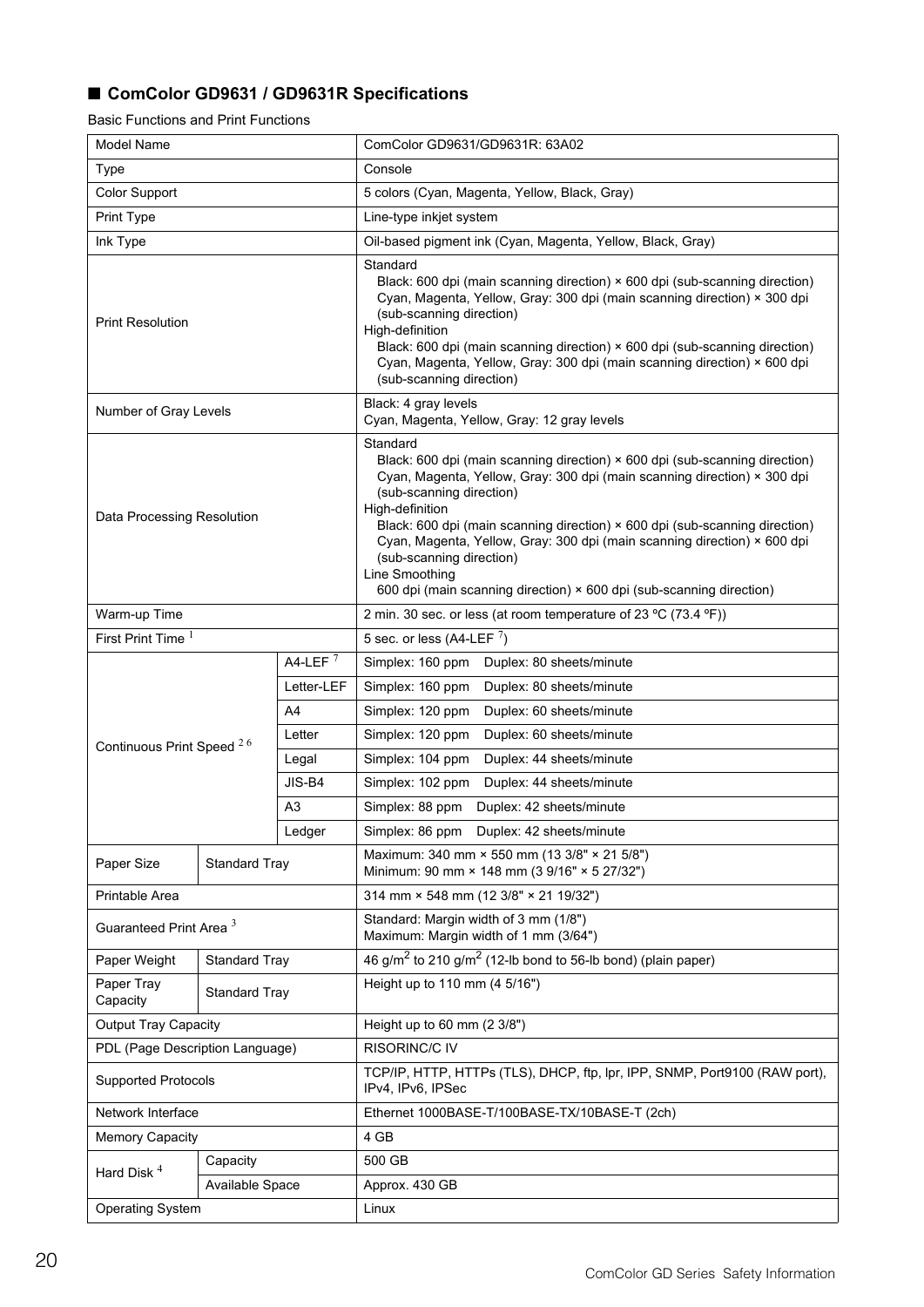## ■ ComColor GD9631 / GD9631R Specifications

Basic Functions and Print Functions

| Model Name | | | ComColor GD9631/GD9631R: 63A02 |
|---|---|---|---|
| Type | | | Console |
| Color Support | | | 5 colors (Cyan, Magenta, Yellow, Black, Gray) |
| Print Type | | | Line-type inkjet system |
| Ink Type | | | Oil-based pigment ink (Cyan, Magenta, Yellow, Black, Gray) |
| Print Resolution | | | Standard<br>Black: 600 dpi (main scanning direction) × 600 dpi (sub-scanning direction)<br>Cyan, Magenta, Yellow, Gray: 300 dpi (main scanning direction) × 300 dpi (sub-scanning direction)<br>High-definition<br>Black: 600 dpi (main scanning direction) × 600 dpi (sub-scanning direction)<br>Cyan, Magenta, Yellow, Gray: 300 dpi (main scanning direction) × 600 dpi (sub-scanning direction) |
| Number of Gray Levels | | | Black: 4 gray levels<br>Cyan, Magenta, Yellow, Gray: 12 gray levels |
| Data Processing Resolution | | | Standard<br>Black: 600 dpi (main scanning direction) × 600 dpi (sub-scanning direction)<br>Cyan, Magenta, Yellow, Gray: 300 dpi (main scanning direction) × 300 dpi (sub-scanning direction)<br>High-definition<br>Black: 600 dpi (main scanning direction) × 600 dpi (sub-scanning direction)<br>Cyan, Magenta, Yellow, Gray: 300 dpi (main scanning direction) × 600 dpi (sub-scanning direction)<br>Line Smoothing<br>600 dpi (main scanning direction) × 600 dpi (sub-scanning direction) |
| Warm-up Time | | | 2 min. 30 sec. or less (at room temperature of 23 ºC (73.4 ºF)) |
| First Print Time [1] | | | 5 sec. or less (A4-LEF [7]) |
| Continuous Print Speed [2] [6] | | A4-LEF [7] | Simplex: 160 ppm Duplex: 80 sheets/minute |
| | | Letter-LEF | Simplex: 160 ppm Duplex: 80 sheets/minute |
| | | A4 | Simplex: 120 ppm Duplex: 60 sheets/minute |
| | | Letter | Simplex: 120 ppm Duplex: 60 sheets/minute |
| | | Legal | Simplex: 104 ppm Duplex: 44 sheets/minute |
| | | JIS-B4 | Simplex: 102 ppm Duplex: 44 sheets/minute |
| | | A3 | Simplex: 88 ppm Duplex: 42 sheets/minute |
| | | Ledger | Simplex: 86 ppm Duplex: 42 sheets/minute |
| Paper Size | Standard Tray | | Maximum: 340 mm × 550 mm (13 3/8" × 21 5/8")<br>Minimum: 90 mm × 148 mm (3 9/16" × 5 27/32") |
| Printable Area | | | 314 mm × 548 mm (12 3/8" × 21 19/32") |
| Guaranteed Print Area [3] | | | Standard: Margin width of 3 mm (1/8")<br>Maximum: Margin width of 1 mm (3/64") |
| Paper Weight | Standard Tray | | 46 g/m$^2$ to 210 g/m$^2$ (12-lb bond to 56-lb bond) (plain paper) |
| Paper Tray Capacity | Standard Tray | | Height up to 110 mm (4 5/16") |
| Output Tray Capacity | | | Height up to 60 mm (2 3/8") |
| PDL (Page Description Language) | | | RISORINC/C IV |
| Supported Protocols | | | TCP/IP, HTTP, HTTPs (TLS), DHCP, ftp, lpr, IPP, SNMP, Port9100 (RAW port), IPv4, IPv6, IPSec |
| Network Interface | | | Ethernet 1000BASE-T/100BASE-TX/10BASE-T (2ch) |
| Memory Capacity | | | 4 GB |
| Hard Disk [4] | Capacity | | 500 GB |
| | Available Space | | Approx. 430 GB |
| Operating System | | | Linux |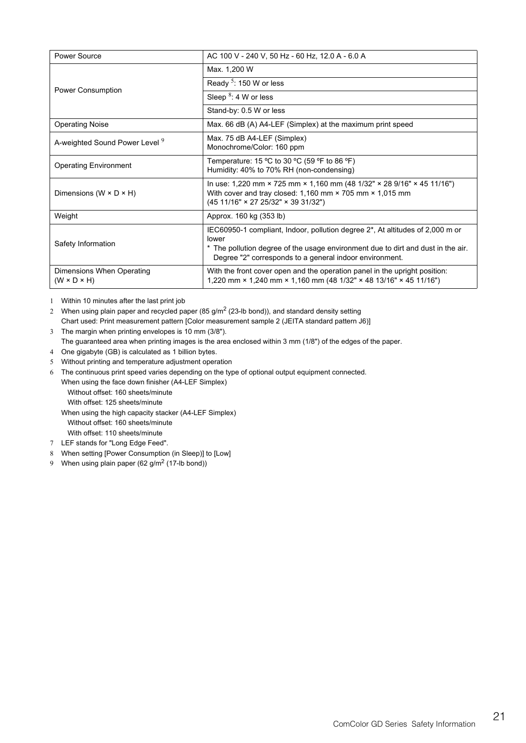| Power Source | AC 100 V - 240 V, 50 Hz - 60 Hz, 12.0 A - 6.0 A |
|---|---|
| Power Consumption | Max. 1,200 W |
| | Ready [5]: 150 W or less |
| | Sleep [8]: 4 W or less |
| | Stand-by: 0.5 W or less |
| Operating Noise | Max. 66 dB (A) A4-LEF (Simplex) at the maximum print speed |
| A-weighted Sound Power Level [9] | Max. 75 dB A4-LEF (Simplex)<br>Monochrome/Color: 160 ppm |
| Operating Environment | Temperature: 15 ºC to 30 ºC (59 ºF to 86 ºF)<br>Humidity: 40% to 70% RH (non-condensing) |
| Dimensions (W × D × H) | In use: 1,220 mm × 725 mm × 1,160 mm (48 1/32" × 28 9/16" × 45 11/16")<br>With cover and tray closed: 1,160 mm × 705 mm × 1,015 mm<br>(45 11/16" × 27 25/32" × 39 31/32") |
| Weight | Approx. 160 kg (353 lb) |
| Safety Information | IEC60950-1 compliant, Indoor, pollution degree 2*, At altitudes of 2,000 m or lower<br>* The pollution degree of the usage environment due to dirt and dust in the air. Degree "2" corresponds to a general indoor environment. |
| Dimensions When Operating (W × D × H) | With the front cover open and the operation panel in the upright position:<br>1,220 mm × 1,240 mm × 1,160 mm (48 1/32" × 48 13/16" × 45 11/16") |

1 Within 10 minutes after the last print job

2 When using plain paper and recycled paper (85 g/m$^2$ (23-lb bond)), and standard density setting
Chart used: Print measurement pattern [Color measurement sample 2 (JEITA standard pattern J6)]

3 The margin when printing envelopes is 10 mm (3/8").
The guaranteed area when printing images is the area enclosed within 3 mm (1/8") of the edges of the paper.

4 One gigabyte (GB) is calculated as 1 billion bytes.

5 Without printing and temperature adjustment operation

6 The continuous print speed varies depending on the type of optional output equipment connected.
When using the face down finisher (A4-LEF Simplex)
Without offset: 160 sheets/minute
With offset: 125 sheets/minute
When using the high capacity stacker (A4-LEF Simplex)
Without offset: 160 sheets/minute
With offset: 110 sheets/minute

7 LEF stands for "Long Edge Feed".

8 When setting [Power Consumption (in Sleep)] to [Low]

9 When using plain paper (62 g/m$^2$ (17-lb bond))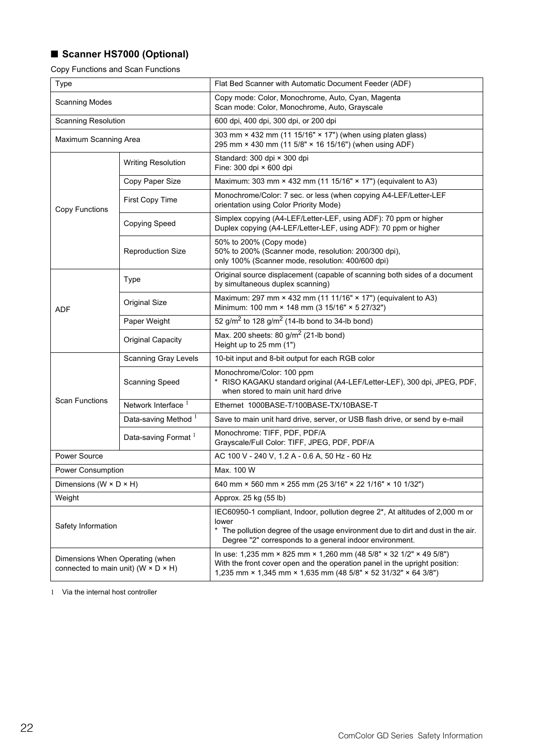## ■ Scanner HS7000 (Optional)

Copy Functions and Scan Functions

| Type | | Flat Bed Scanner with Automatic Document Feeder (ADF) |
|---|---|---|
| Scanning Modes | | Copy mode: Color, Monochrome, Auto, Cyan, Magenta<br>Scan mode: Color, Monochrome, Auto, Grayscale |
| Scanning Resolution | | 600 dpi, 400 dpi, 300 dpi, or 200 dpi |
| Maximum Scanning Area | | 303 mm × 432 mm (11 15/16" × 17") (when using platen glass)<br>295 mm × 430 mm (11 5/8" × 16 15/16") (when using ADF) |
| Copy Functions | Writing Resolution | Standard: 300 dpi × 300 dpi<br>Fine: 300 dpi × 600 dpi |
| | Copy Paper Size | Maximum: 303 mm × 432 mm (11 15/16" × 17") (equivalent to A3) |
| | First Copy Time | Monochrome/Color: 7 sec. or less (when copying A4-LEF/Letter-LEF orientation using Color Priority Mode) |
| | Copying Speed | Simplex copying (A4-LEF/Letter-LEF, using ADF): 70 ppm or higher<br>Duplex copying (A4-LEF/Letter-LEF, using ADF): 70 ppm or higher |
| | Reproduction Size | 50% to 200% (Copy mode)<br>50% to 200% (Scanner mode, resolution: 200/300 dpi),<br>only 100% (Scanner mode, resolution: 400/600 dpi) |
| ADF | Type | Original source displacement (capable of scanning both sides of a document by simultaneous duplex scanning) |
| | Original Size | Maximum: 297 mm × 432 mm (11 11/16" × 17") (equivalent to A3)<br>Minimum: 100 mm × 148 mm (3 15/16" × 5 27/32") |
| | Paper Weight | 52 g/m$^2$ to 128 g/m$^2$ (14-lb bond to 34-lb bond) |
| | Original Capacity | Max. 200 sheets: 80 g/m$^2$ (21-lb bond)<br>Height up to 25 mm (1") |
| Scan Functions | Scanning Gray Levels | 10-bit input and 8-bit output for each RGB color |
| | Scanning Speed | Monochrome/Color: 100 ppm<br>* RISO KAGAKU standard original (A4-LEF/Letter-LEF), 300 dpi, JPEG, PDF, when stored to main unit hard drive |
| | Network Interface [1] | Ethernet 1000BASE-T/100BASE-TX/10BASE-T |
| | Data-saving Method [1] | Save to main unit hard drive, server, or USB flash drive, or send by e-mail |
| | Data-saving Format [1] | Monochrome: TIFF, PDF, PDF/A<br>Grayscale/Full Color: TIFF, JPEG, PDF, PDF/A |
| Power Source | | AC 100 V - 240 V, 1.2 A - 0.6 A, 50 Hz - 60 Hz |
| Power Consumption | | Max. 100 W |
| Dimensions (W × D × H) | | 640 mm × 560 mm × 255 mm (25 3/16" × 22 1/16" × 10 1/32") |
| Weight | | Approx. 25 kg (55 lb) |
| Safety Information | | IEC60950-1 compliant, Indoor, pollution degree 2*, At altitudes of 2,000 m or lower<br>* The pollution degree of the usage environment due to dirt and dust in the air. Degree "2" corresponds to a general indoor environment. |
| Dimensions When Operating (when connected to main unit) (W × D × H) | | In use: 1,235 mm × 825 mm × 1,260 mm (48 5/8" × 32 1/2" × 49 5/8")<br>With the front cover open and the operation panel in the upright position: 1,235 mm × 1,345 mm × 1,635 mm (48 5/8" × 52 31/32" × 64 3/8") |

1 Via the internal host controller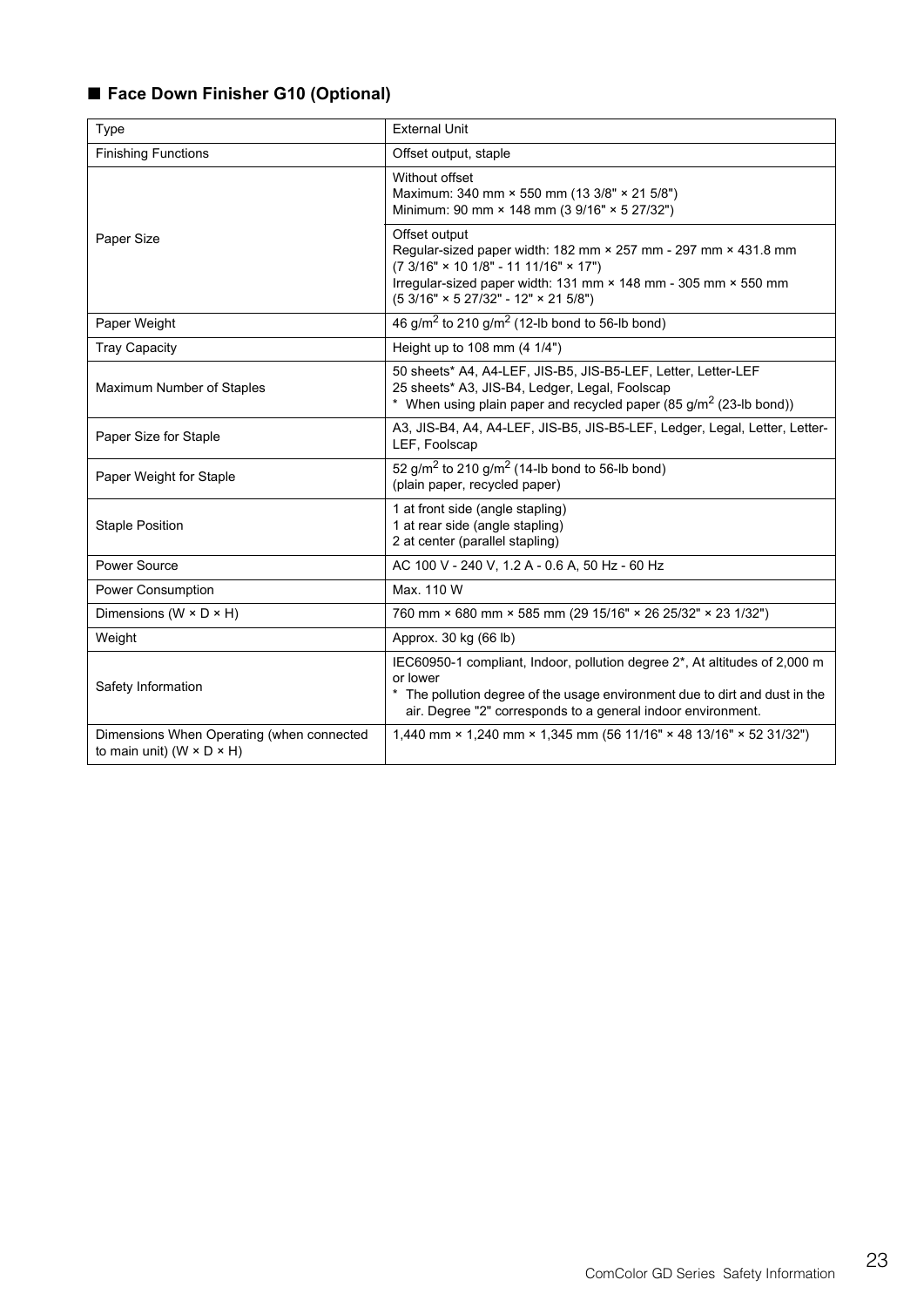## ■ Face Down Finisher G10 (Optional)

| Type | External Unit |
|---|---|
| Finishing Functions | Offset output, staple |
| Paper Size | Without offset<br>Maximum: 340 mm × 550 mm (13 3/8" × 21 5/8")<br>Minimum: 90 mm × 148 mm (3 9/16" × 5 27/32") |
| | Offset output<br>Regular-sized paper width: 182 mm × 257 mm - 297 mm × 431.8 mm<br>(7 3/16" × 10 1/8" - 11 11/16" × 17")<br>Irregular-sized paper width: 131 mm × 148 mm - 305 mm × 550 mm<br>(5 3/16" × 5 27/32" - 12" × 21 5/8") |
| Paper Weight | 46 g/m$^2$ to 210 g/m$^2$ (12-lb bond to 56-lb bond) |
| Tray Capacity | Height up to 108 mm (4 1/4") |
| Maximum Number of Staples | 50 sheets* A4, A4-LEF, JIS-B5, JIS-B5-LEF, Letter, Letter-LEF<br>25 sheets* A3, JIS-B4, Ledger, Legal, Foolscap<br>* When using plain paper and recycled paper (85 g/m$^2$ (23-lb bond)) |
| Paper Size for Staple | A3, JIS-B4, A4, A4-LEF, JIS-B5, JIS-B5-LEF, Ledger, Legal, Letter, Letter-LEF, Foolscap |
| Paper Weight for Staple | 52 g/m$^2$ to 210 g/m$^2$ (14-lb bond to 56-lb bond)<br>(plain paper, recycled paper) |
| Staple Position | 1 at front side (angle stapling)<br>1 at rear side (angle stapling)<br>2 at center (parallel stapling) |
| Power Source | AC 100 V - 240 V, 1.2 A - 0.6 A, 50 Hz - 60 Hz |
| Power Consumption | Max. 110 W |
| Dimensions (W × D × H) | 760 mm × 680 mm × 585 mm (29 15/16" × 26 25/32" × 23 1/32") |
| Weight | Approx. 30 kg (66 lb) |
| Safety Information | IEC60950-1 compliant, Indoor, pollution degree 2*, At altitudes of 2,000 m or lower<br>* The pollution degree of the usage environment due to dirt and dust in the air. Degree "2" corresponds to a general indoor environment. |
| Dimensions When Operating (when connected to main unit) (W × D × H) | 1,440 mm × 1,240 mm × 1,345 mm (56 11/16" × 48 13/16" × 52 31/32") |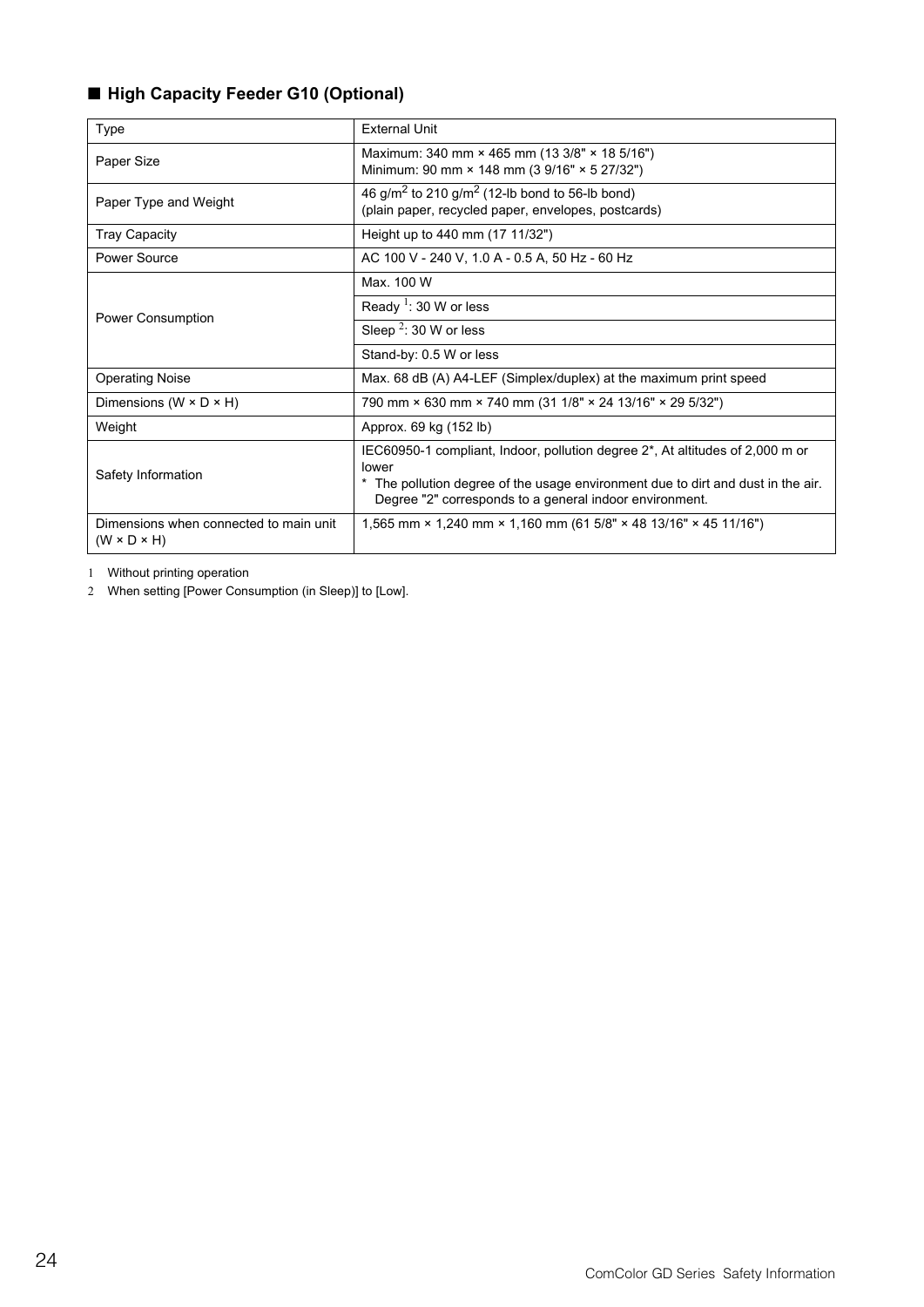## ■ High Capacity Feeder G10 (Optional)

| Type | External Unit |
|---|---|
| Paper Size | Maximum: 340 mm × 465 mm (13 3/8" × 18 5/16")<br>Minimum: 90 mm × 148 mm (3 9/16" × 5 27/32") |
| Paper Type and Weight | 46 g/m$^2$ to 210 g/m$^2$ (12-lb bond to 56-lb bond)<br>(plain paper, recycled paper, envelopes, postcards) |
| Tray Capacity | Height up to 440 mm (17 11/32") |
| Power Source | AC 100 V - 240 V, 1.0 A - 0.5 A, 50 Hz - 60 Hz |
| Power Consumption | Max. 100 W |
| | Ready [1]: 30 W or less |
| | Sleep [2]: 30 W or less |
| | Stand-by: 0.5 W or less |
| Operating Noise | Max. 68 dB (A) A4-LEF (Simplex/duplex) at the maximum print speed |
| Dimensions (W × D × H) | 790 mm × 630 mm × 740 mm (31 1/8" × 24 13/16" × 29 5/32") |
| Weight | Approx. 69 kg (152 lb) |
| Safety Information | IEC60950-1 compliant, Indoor, pollution degree 2*, At altitudes of 2,000 m or lower<br>* The pollution degree of the usage environment due to dirt and dust in the air. Degree "2" corresponds to a general indoor environment. |
| Dimensions when connected to main unit (W × D × H) | 1,565 mm × 1,240 mm × 1,160 mm (61 5/8" × 48 13/16" × 45 11/16") |

1 Without printing operation

2 When setting [Power Consumption (in Sleep)] to [Low].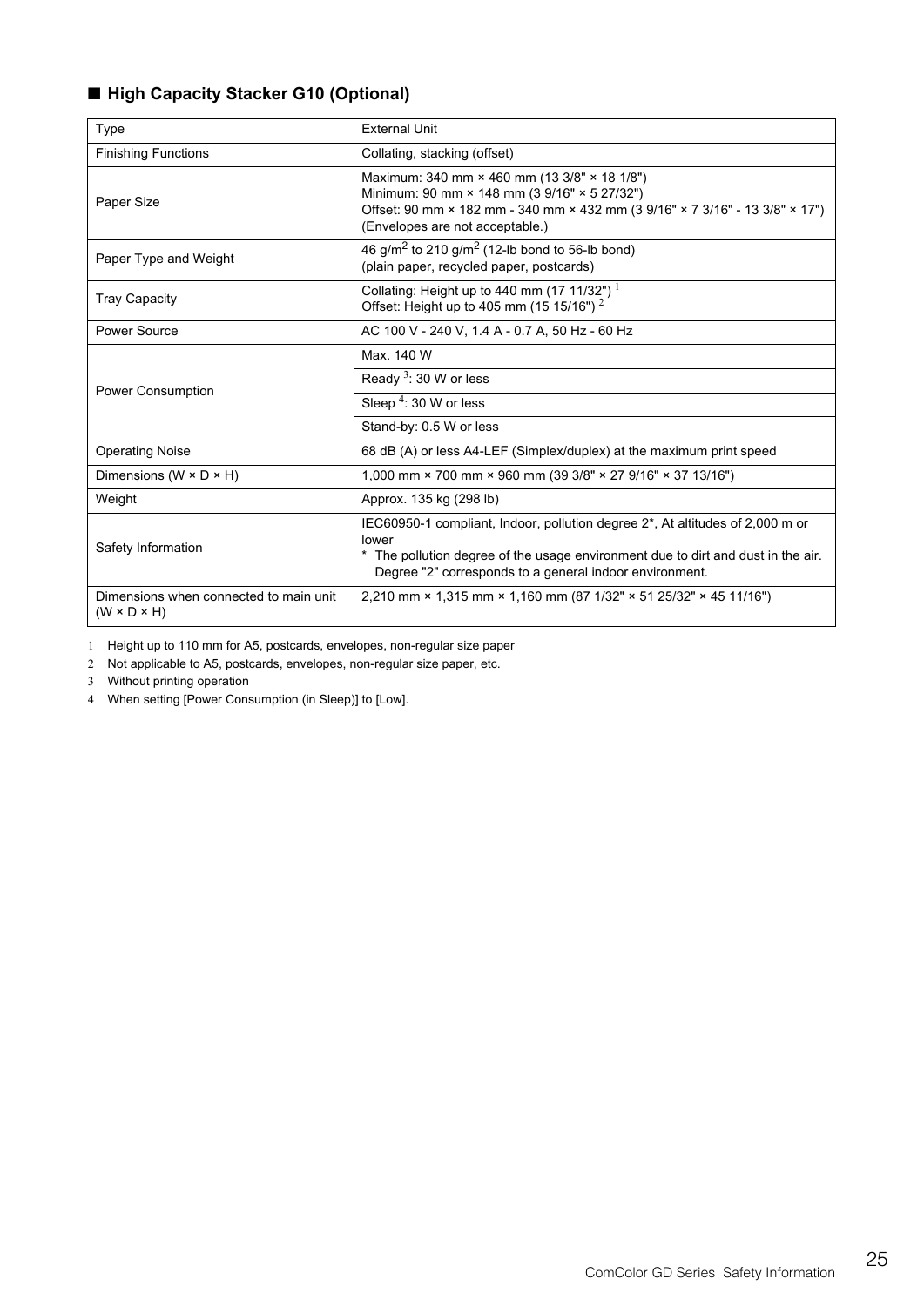## ■ High Capacity Stacker G10 (Optional)

| Type | External Unit |
|---|---|
| Finishing Functions | Collating, stacking (offset) |
| Paper Size | Maximum: 340 mm × 460 mm (13 3/8" × 18 1/8")<br>Minimum: 90 mm × 148 mm (3 9/16" × 5 27/32")<br>Offset: 90 mm × 182 mm - 340 mm × 432 mm (3 9/16" × 7 3/16" - 13 3/8" × 17")<br>(Envelopes are not acceptable.) |
| Paper Type and Weight | 46 g/m$^2$ to 210 g/m$^2$ (12-lb bond to 56-lb bond)<br>(plain paper, recycled paper, postcards) |
| Tray Capacity | Collating: Height up to 440 mm (17 11/32") [1]<br>Offset: Height up to 405 mm (15 15/16") [2] |
| Power Source | AC 100 V - 240 V, 1.4 A - 0.7 A, 50 Hz - 60 Hz |
| Power Consumption | Max. 140 W |
| | Ready [3]: 30 W or less |
| | Sleep [4]: 30 W or less |
| | Stand-by: 0.5 W or less |
| Operating Noise | 68 dB (A) or less A4-LEF (Simplex/duplex) at the maximum print speed |
| Dimensions (W × D × H) | 1,000 mm × 700 mm × 960 mm (39 3/8" × 27 9/16" × 37 13/16") |
| Weight | Approx. 135 kg (298 lb) |
| Safety Information | IEC60950-1 compliant, Indoor, pollution degree 2*, At altitudes of 2,000 m or lower<br>* The pollution degree of the usage environment due to dirt and dust in the air. Degree "2" corresponds to a general indoor environment. |
| Dimensions when connected to main unit (W × D × H) | 2,210 mm × 1,315 mm × 1,160 mm (87 1/32" × 51 25/32" × 45 11/16") |

1 Height up to 110 mm for A5, postcards, envelopes, non-regular size paper

2 Not applicable to A5, postcards, envelopes, non-regular size paper, etc.

3 Without printing operation

4 When setting [Power Consumption (in Sleep)] to [Low].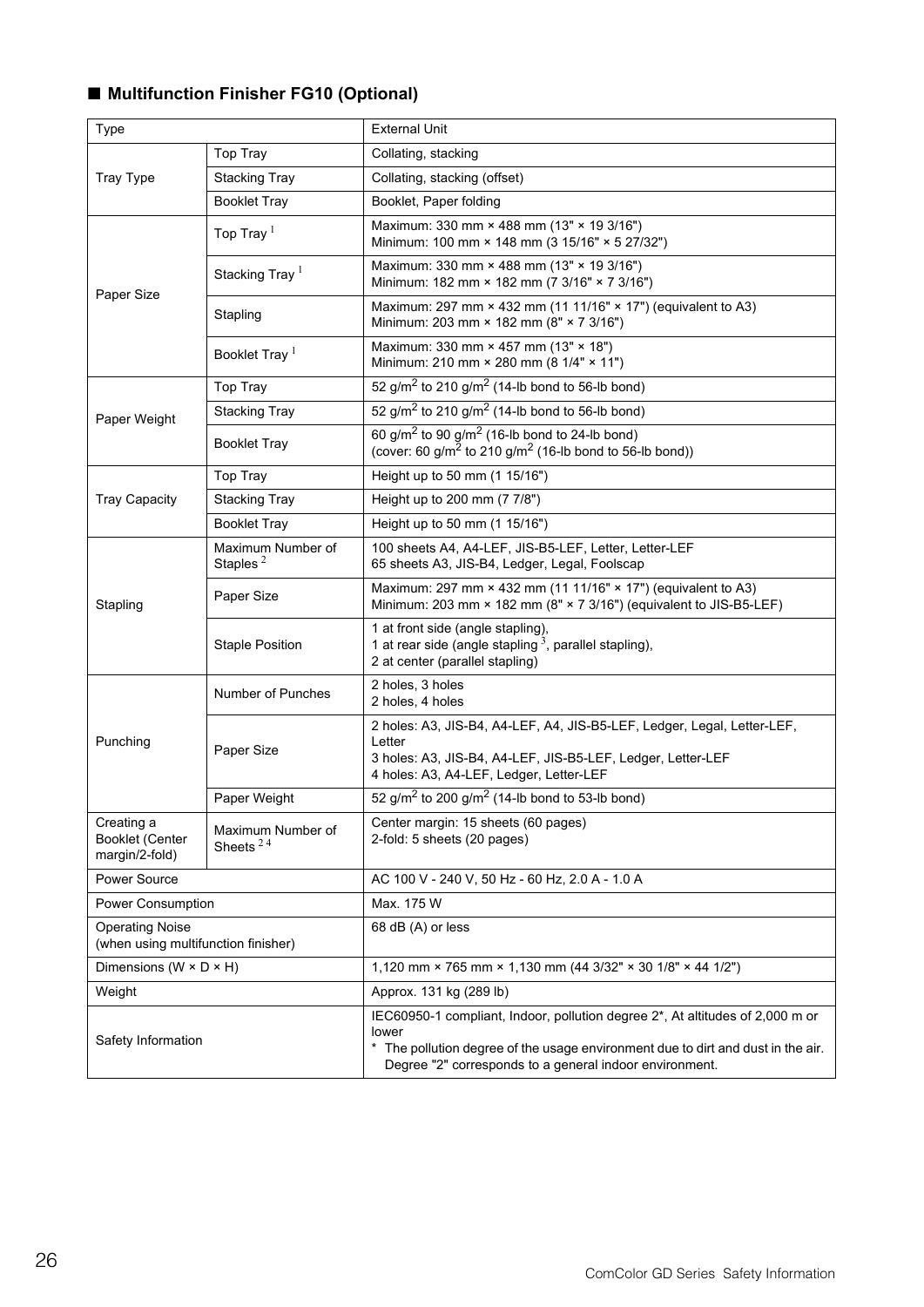## ■ Multifunction Finisher FG10 (Optional)

| | | |
|---|---|---|
| Type | | External Unit |
| Tray Type | Top Tray | Collating, stacking |
| | Stacking Tray | Collating, stacking (offset) |
| | Booklet Tray | Booklet, Paper folding |
| Paper Size | Top Tray [1] | Maximum: 330 mm × 488 mm (13" × 19 3/16")<br>Minimum: 100 mm × 148 mm (3 15/16" × 5 27/32") |
| | Stacking Tray [1] | Maximum: 330 mm × 488 mm (13" × 19 3/16")<br>Minimum: 182 mm × 182 mm (7 3/16" × 7 3/16") |
| | Stapling | Maximum: 297 mm × 432 mm (11 11/16" × 17") (equivalent to A3)<br>Minimum: 203 mm × 182 mm (8" × 7 3/16") |
| | Booklet Tray [1] | Maximum: 330 mm × 457 mm (13" × 18")<br>Minimum: 210 mm × 280 mm (8 1/4" × 11") |
| Paper Weight | Top Tray | 52 g/m$^2$ to 210 g/m$^2$ (14-lb bond to 56-lb bond) |
| | Stacking Tray | 52 g/m$^2$ to 210 g/m$^2$ (14-lb bond to 56-lb bond) |
| | Booklet Tray | 60 g/m$^2$ to 90 g/m$^2$ (16-lb bond to 24-lb bond)<br>(cover: 60 g/m$^2$ to 210 g/m$^2$ (16-lb bond to 56-lb bond)) |
| Tray Capacity | Top Tray | Height up to 50 mm (1 15/16") |
| | Stacking Tray | Height up to 200 mm (7 7/8") |
| | Booklet Tray | Height up to 50 mm (1 15/16") |
| Stapling | Maximum Number of Staples [2] | 100 sheets A4, A4-LEF, JIS-B5-LEF, Letter, Letter-LEF<br>65 sheets A3, JIS-B4, Ledger, Legal, Foolscap |
| | Paper Size | Maximum: 297 mm × 432 mm (11 11/16" × 17") (equivalent to A3)<br>Minimum: 203 mm × 182 mm (8" × 7 3/16") (equivalent to JIS-B5-LEF) |
| | Staple Position | 1 at front side (angle stapling),<br>1 at rear side (angle stapling [3], parallel stapling),<br>2 at center (parallel stapling) |
| Punching | Number of Punches | 2 holes, 3 holes<br>2 holes, 4 holes |
| | Paper Size | 2 holes: A3, JIS-B4, A4-LEF, A4, JIS-B5-LEF, Ledger, Legal, Letter-LEF, Letter<br>3 holes: A3, JIS-B4, A4-LEF, JIS-B5-LEF, Ledger, Letter-LEF<br>4 holes: A3, A4-LEF, Ledger, Letter-LEF |
| | Paper Weight | 52 g/m$^2$ to 200 g/m$^2$ (14-lb bond to 53-lb bond) |
| Creating a Booklet (Center margin/2-fold) | Maximum Number of Sheets [2,4] | Center margin: 15 sheets (60 pages)<br>2-fold: 5 sheets (20 pages) |
| Power Source | | AC 100 V - 240 V, 50 Hz - 60 Hz, 2.0 A - 1.0 A |
| Power Consumption | | Max. 175 W |
| Operating Noise (when using multifunction finisher) | | 68 dB (A) or less |
| Dimensions (W × D × H) | | 1,120 mm × 765 mm × 1,130 mm (44 3/32" × 30 1/8" × 44 1/2") |
| Weight | | Approx. 131 kg (289 lb) |
| Safety Information | | IEC60950-1 compliant, Indoor, pollution degree 2*, At altitudes of 2,000 m or lower<br>* The pollution degree of the usage environment due to dirt and dust in the air. Degree "2" corresponds to a general indoor environment. |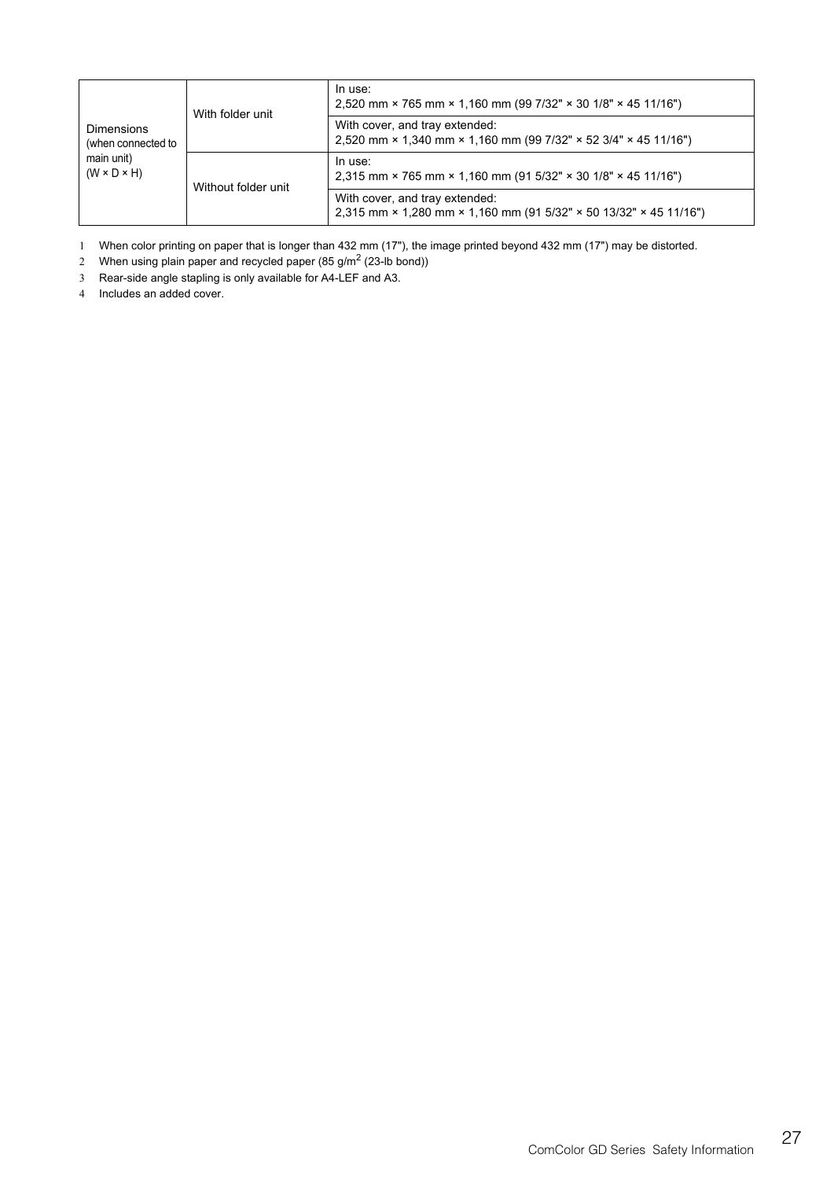| | | |
|---|---|---|
| Dimensions (when connected to main unit) (W × D × H) | With folder unit | In use: 2,520 mm × 765 mm × 1,160 mm (99 7/32" × 30 1/8" × 45 11/16") |
| | | With cover, and tray extended: 2,520 mm × 1,340 mm × 1,160 mm (99 7/32" × 52 3/4" × 45 11/16") |
| | Without folder unit | In use: 2,315 mm × 765 mm × 1,160 mm (91 5/32" × 30 1/8" × 45 11/16") |
| | | With cover, and tray extended: 2,315 mm × 1,280 mm × 1,160 mm (91 5/32" × 50 13/32" × 45 11/16") |

1 When color printing on paper that is longer than 432 mm (17"), the image printed beyond 432 mm (17") may be distorted.

2 When using plain paper and recycled paper (85 g/$m^2$ (23-lb bond))

3 Rear-side angle stapling is only available for A4-LEF and A3.

4 Includes an added cover.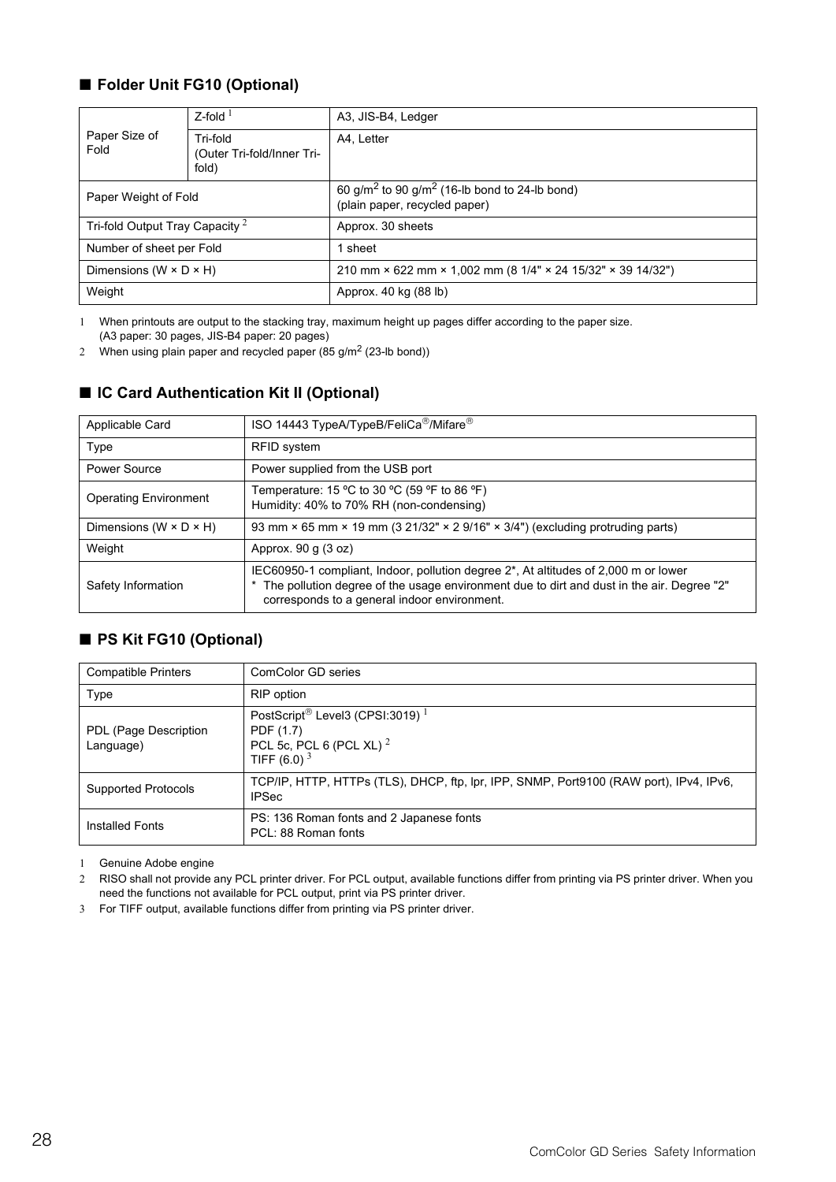## ■ Folder Unit FG10 (Optional)

| | | |
|---|---|---|
| Paper Size of Fold | Z-fold [1] | A3, JIS-B4, Ledger |
| | Tri-fold (Outer Tri-fold/Inner Tri-fold) | A4, Letter |
| Paper Weight of Fold | | 60 g/m$^2$ to 90 g/m$^2$ (16-lb bond to 24-lb bond) (plain paper, recycled paper) |
| Tri-fold Output Tray Capacity [2] | | Approx. 30 sheets |
| Number of sheet per Fold | | 1 sheet |
| Dimensions (W × D × H) | | 210 mm × 622 mm × 1,002 mm (8 1/4" × 24 15/32" × 39 14/32") |
| Weight | | Approx. 40 kg (88 lb) |

1 When printouts are output to the stacking tray, maximum height up pages differ according to the paper size. (A3 paper: 30 pages, JIS-B4 paper: 20 pages)

2 When using plain paper and recycled paper (85 g/m$^2$ (23-lb bond))

## ■ IC Card Authentication Kit II (Optional)

| | |
|---|---|
| Applicable Card | ISO 14443 TypeA/TypeB/FeliCa®/Mifare® |
| Type | RFID system |
| Power Source | Power supplied from the USB port |
| Operating Environment | Temperature: 15 ºC to 30 ºC (59 ºF to 86 ºF)<br>Humidity: 40% to 70% RH (non-condensing) |
| Dimensions (W × D × H) | 93 mm × 65 mm × 19 mm (3 21/32" × 2 9/16" × 3/4") (excluding protruding parts) |
| Weight | Approx. 90 g (3 oz) |
| Safety Information | IEC60950-1 compliant, Indoor, pollution degree 2*, At altitudes of 2,000 m or lower<br>* The pollution degree of the usage environment due to dirt and dust in the air. Degree "2" corresponds to a general indoor environment. |

## ■ PS Kit FG10 (Optional)

| | |
|---|---|
| Compatible Printers | ComColor GD series |
| Type | RIP option |
| PDL (Page Description Language) | PostScript® Level3 (CPSI:3019) [1]<br>PDF (1.7)<br>PCL 5c, PCL 6 (PCL XL) [2]<br>TIFF (6.0) [3] |
| Supported Protocols | TCP/IP, HTTP, HTTPs (TLS), DHCP, ftp, lpr, IPP, SNMP, Port9100 (RAW port), IPv4, IPv6, IPSec |
| Installed Fonts | PS: 136 Roman fonts and 2 Japanese fonts<br>PCL: 88 Roman fonts |

1 Genuine Adobe engine

2 RISO shall not provide any PCL printer driver. For PCL output, available functions differ from printing via PS printer driver. When you need the functions not available for PCL output, print via PS printer driver.

3 For TIFF output, available functions differ from printing via PS printer driver.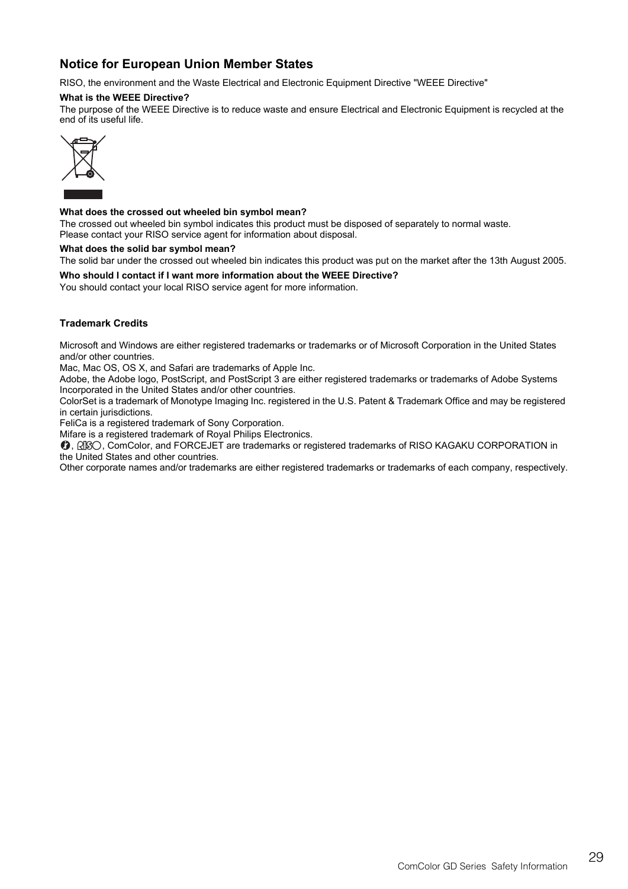## Notice for European Union Member States

RISO, the environment and the Waste Electrical and Electronic Equipment Directive "WEEE Directive"

**What is the WEEE Directive?**

The purpose of the WEEE Directive is to reduce waste and ensure Electrical and Electronic Equipment is recycled at the end of its useful life.

**What does the crossed out wheeled bin symbol mean?**

The crossed out wheeled bin symbol indicates this product must be disposed of separately to normal waste.
Please contact your RISO service agent for information about disposal.

**What does the solid bar symbol mean?**

The solid bar under the crossed out wheeled bin indicates this product was put on the market after the 13th August 2005.

**Who should I contact if I want more information about the WEEE Directive?**

You should contact your local RISO service agent for more information.

**Trademark Credits**

Microsoft and Windows are either registered trademarks or trademarks or of Microsoft Corporation in the United States and/or other countries.
Mac, Mac OS, OS X, and Safari are trademarks of Apple Inc.
Adobe, the Adobe logo, PostScript, and PostScript 3 are either registered trademarks or trademarks of Adobe Systems Incorporated in the United States and/or other countries.
ColorSet is a trademark of Monotype Imaging Inc. registered in the U.S. Patent & Trademark Office and may be registered in certain jurisdictions.
FeliCa is a registered trademark of Sony Corporation.
Mifare is a registered trademark of Royal Philips Electronics.
, RISO, ComColor, and FORCEJET are trademarks or registered trademarks of RISO KAGAKU CORPORATION in the United States and other countries.
Other corporate names and/or trademarks are either registered trademarks or trademarks of each company, respectively.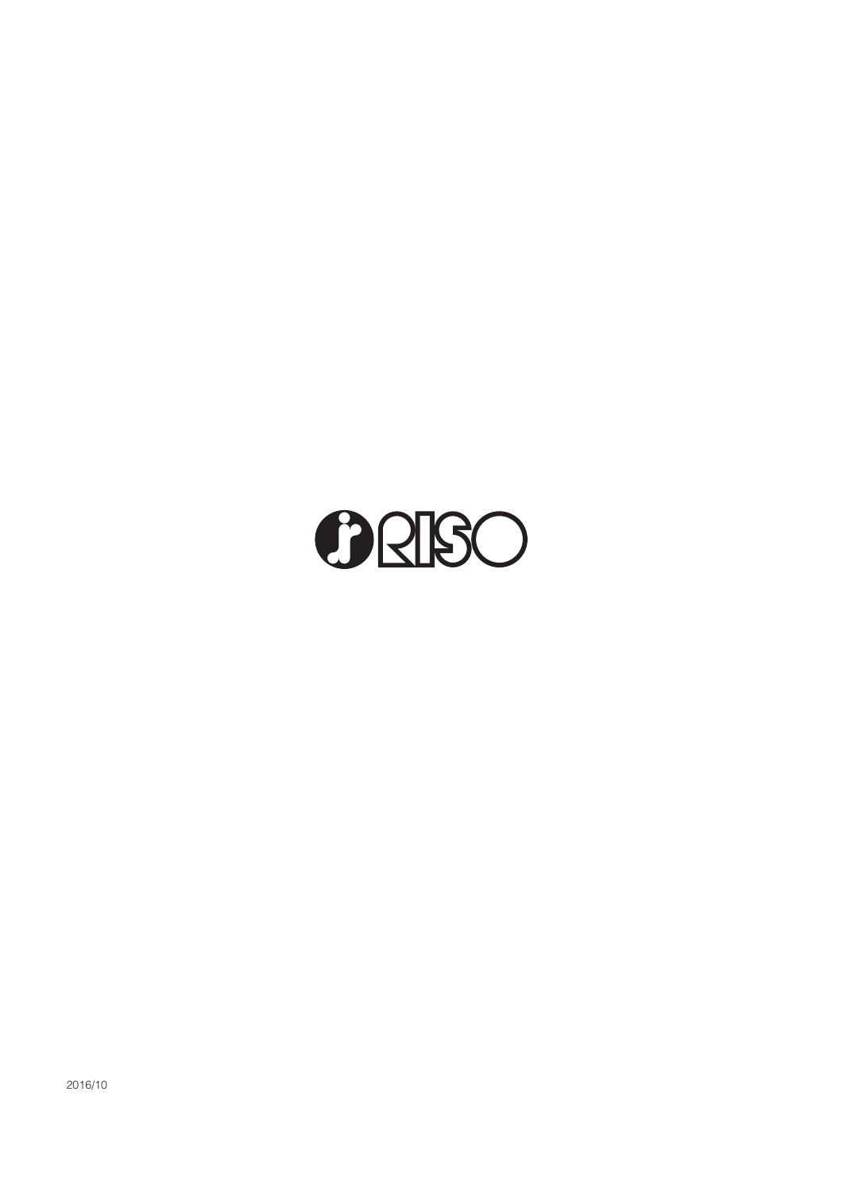RISO

2016/10